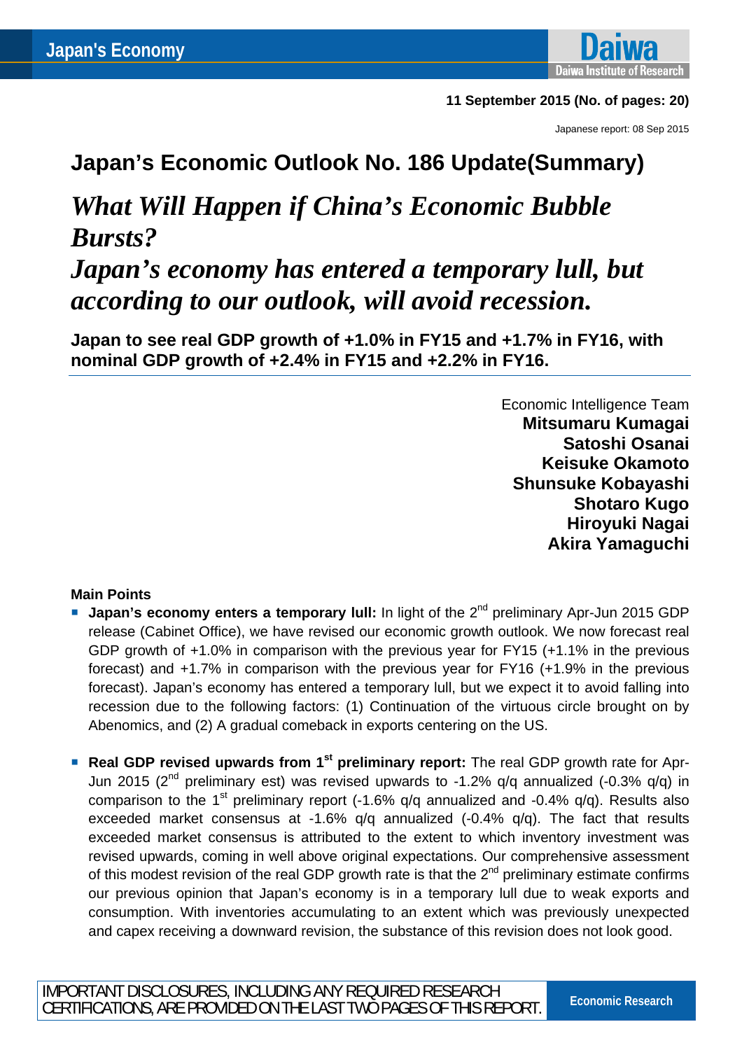Japan's Economy

11 September 2015 (No. of pages: 20)

Japanese report: 08 Sep 2015

# Japan's Economic Outlook No. 186 Update(Summary)

## *What Will Happen if China's Economic Bubble Bursts?*
## *Japan's economy has entered a temporary lull, but according to our outlook, will avoid recession.*

**Japan to see real GDP growth of +1.0% in FY15 and +1.7% in FY16, with nominal GDP growth of +2.4% in FY15 and +2.2% in FY16.**

Economic Intelligence Team
**Mitsumaru Kumagai**
**Satoshi Osanai**
**Keisuke Okamoto**
**Shunsuke Kobayashi**
**Shotaro Kugo**
**Hiroyuki Nagai**
**Akira Yamaguchi**

### Main Points

- **Japan's economy enters a temporary lull:** In light of the 2nd preliminary Apr-Jun 2015 GDP release (Cabinet Office), we have revised our economic growth outlook. We now forecast real GDP growth of +1.0% in comparison with the previous year for FY15 (+1.1% in the previous forecast) and +1.7% in comparison with the previous year for FY16 (+1.9% in the previous forecast). Japan's economy has entered a temporary lull, but we expect it to avoid falling into recession due to the following factors: (1) Continuation of the virtuous circle brought on by Abenomics, and (2) A gradual comeback in exports centering on the US.

- **Real GDP revised upwards from 1st preliminary report:** The real GDP growth rate for Apr-Jun 2015 (2nd preliminary est) was revised upwards to -1.2% q/q annualized (-0.3% q/q) in comparison to the 1st preliminary report (-1.6% q/q annualized and -0.4% q/q). Results also exceeded market consensus at -1.6% q/q annualized (-0.4% q/q). The fact that results exceeded market consensus is attributed to the extent to which inventory investment was revised upwards, coming in well above original expectations. Our comprehensive assessment of this modest revision of the real GDP growth rate is that the 2nd preliminary estimate confirms our previous opinion that Japan's economy is in a temporary lull due to weak exports and consumption. With inventories accumulating to an extent which was previously unexpected and capex receiving a downward revision, the substance of this revision does not look good.

IMPORTANT DISCLOSURES, INCLUDING ANY REQUIRED RESEARCH CERTIFICATIONS, ARE PROVIDED ON THE LAST TWO PAGES OF THIS REPORT.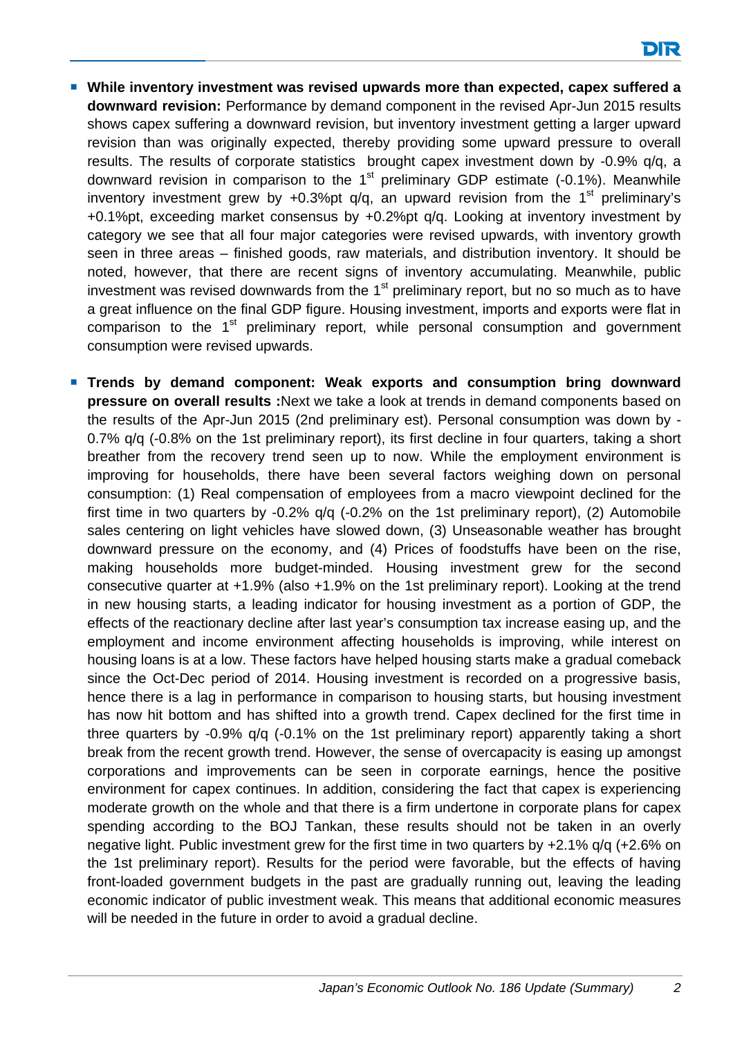- **While inventory investment was revised upwards more than expected, capex suffered a downward revision:** Performance by demand component in the revised Apr-Jun 2015 results shows capex suffering a downward revision, but inventory investment getting a larger upward revision than was originally expected, thereby providing some upward pressure to overall results. The results of corporate statistics brought capex investment down by -0.9% q/q, a downward revision in comparison to the 1st preliminary GDP estimate (-0.1%). Meanwhile inventory investment grew by +0.3%pt q/q, an upward revision from the 1st preliminary's +0.1%pt, exceeding market consensus by +0.2%pt q/q. Looking at inventory investment by category we see that all four major categories were revised upwards, with inventory growth seen in three areas – finished goods, raw materials, and distribution inventory. It should be noted, however, that there are recent signs of inventory accumulating. Meanwhile, public investment was revised downwards from the 1st preliminary report, but no so much as to have a great influence on the final GDP figure. Housing investment, imports and exports were flat in comparison to the 1st preliminary report, while personal consumption and government consumption were revised upwards.

- **Trends by demand component: Weak exports and consumption bring downward pressure on overall results :**Next we take a look at trends in demand components based on the results of the Apr-Jun 2015 (2nd preliminary est). Personal consumption was down by -0.7% q/q (-0.8% on the 1st preliminary report), its first decline in four quarters, taking a short breather from the recovery trend seen up to now. While the employment environment is improving for households, there have been several factors weighing down on personal consumption: (1) Real compensation of employees from a macro viewpoint declined for the first time in two quarters by -0.2% q/q (-0.2% on the 1st preliminary report), (2) Automobile sales centering on light vehicles have slowed down, (3) Unseasonable weather has brought downward pressure on the economy, and (4) Prices of foodstuffs have been on the rise, making households more budget-minded. Housing investment grew for the second consecutive quarter at +1.9% (also +1.9% on the 1st preliminary report). Looking at the trend in new housing starts, a leading indicator for housing investment as a portion of GDP, the effects of the reactionary decline after last year's consumption tax increase easing up, and the employment and income environment affecting households is improving, while interest on housing loans is at a low. These factors have helped housing starts make a gradual comeback since the Oct-Dec period of 2014. Housing investment is recorded on a progressive basis, hence there is a lag in performance in comparison to housing starts, but housing investment has now hit bottom and has shifted into a growth trend. Capex declined for the first time in three quarters by -0.9% q/q (-0.1% on the 1st preliminary report) apparently taking a short break from the recent growth trend. However, the sense of overcapacity is easing up amongst corporations and improvements can be seen in corporate earnings, hence the positive environment for capex continues. In addition, considering the fact that capex is experiencing moderate growth on the whole and that there is a firm undertone in corporate plans for capex spending according to the BOJ Tankan, these results should not be taken in an overly negative light. Public investment grew for the first time in two quarters by +2.1% q/q (+2.6% on the 1st preliminary report). Results for the period were favorable, but the effects of having front-loaded government budgets in the past are gradually running out, leaving the leading economic indicator of public investment weak. This means that additional economic measures will be needed in the future in order to avoid a gradual decline.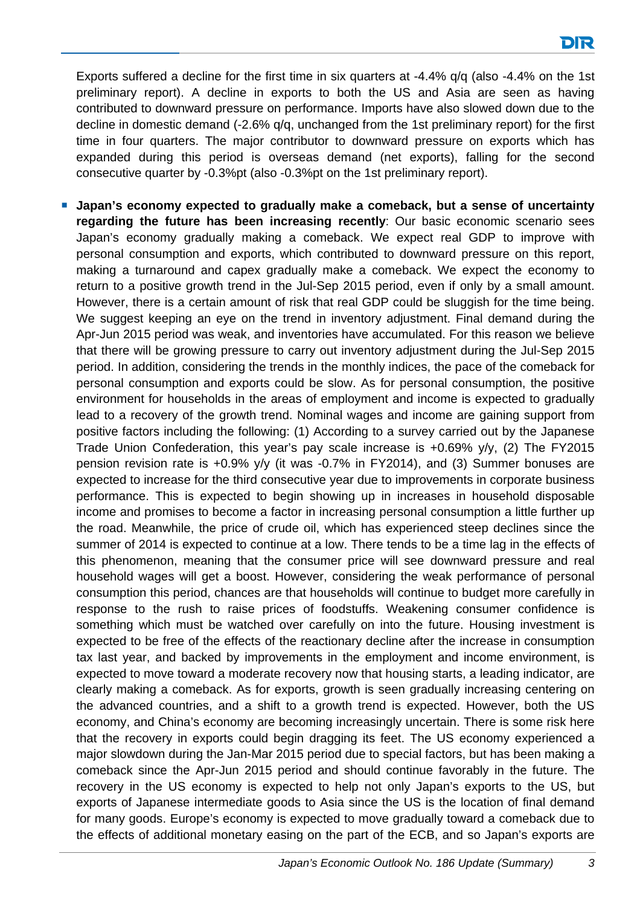Exports suffered a decline for the first time in six quarters at -4.4% q/q (also -4.4% on the 1st preliminary report). A decline in exports to both the US and Asia are seen as having contributed to downward pressure on performance. Imports have also slowed down due to the decline in domestic demand (-2.6% q/q, unchanged from the 1st preliminary report) for the first time in four quarters. The major contributor to downward pressure on exports which has expanded during this period is overseas demand (net exports), falling for the second consecutive quarter by -0.3%pt (also -0.3%pt on the 1st preliminary report).

- **Japan's economy expected to gradually make a comeback, but a sense of uncertainty regarding the future has been increasing recently**: Our basic economic scenario sees Japan's economy gradually making a comeback. We expect real GDP to improve with personal consumption and exports, which contributed to downward pressure on this report, making a turnaround and capex gradually make a comeback. We expect the economy to return to a positive growth trend in the Jul-Sep 2015 period, even if only by a small amount. However, there is a certain amount of risk that real GDP could be sluggish for the time being. We suggest keeping an eye on the trend in inventory adjustment. Final demand during the Apr-Jun 2015 period was weak, and inventories have accumulated. For this reason we believe that there will be growing pressure to carry out inventory adjustment during the Jul-Sep 2015 period. In addition, considering the trends in the monthly indices, the pace of the comeback for personal consumption and exports could be slow. As for personal consumption, the positive environment for households in the areas of employment and income is expected to gradually lead to a recovery of the growth trend. Nominal wages and income are gaining support from positive factors including the following: (1) According to a survey carried out by the Japanese Trade Union Confederation, this year's pay scale increase is +0.69% y/y, (2) The FY2015 pension revision rate is +0.9% y/y (it was -0.7% in FY2014), and (3) Summer bonuses are expected to increase for the third consecutive year due to improvements in corporate business performance. This is expected to begin showing up in increases in household disposable income and promises to become a factor in increasing personal consumption a little further up the road. Meanwhile, the price of crude oil, which has experienced steep declines since the summer of 2014 is expected to continue at a low. There tends to be a time lag in the effects of this phenomenon, meaning that the consumer price will see downward pressure and real household wages will get a boost. However, considering the weak performance of personal consumption this period, chances are that households will continue to budget more carefully in response to the rush to raise prices of foodstuffs. Weakening consumer confidence is something which must be watched over carefully on into the future. Housing investment is expected to be free of the effects of the reactionary decline after the increase in consumption tax last year, and backed by improvements in the employment and income environment, is expected to move toward a moderate recovery now that housing starts, a leading indicator, are clearly making a comeback. As for exports, growth is seen gradually increasing centering on the advanced countries, and a shift to a growth trend is expected. However, both the US economy, and China's economy are becoming increasingly uncertain. There is some risk here that the recovery in exports could begin dragging its feet. The US economy experienced a major slowdown during the Jan-Mar 2015 period due to special factors, but has been making a comeback since the Apr-Jun 2015 period and should continue favorably in the future. The recovery in the US economy is expected to help not only Japan's exports to the US, but exports of Japanese intermediate goods to Asia since the US is the location of final demand for many goods. Europe's economy is expected to move gradually toward a comeback due to the effects of additional monetary easing on the part of the ECB, and so Japan's exports are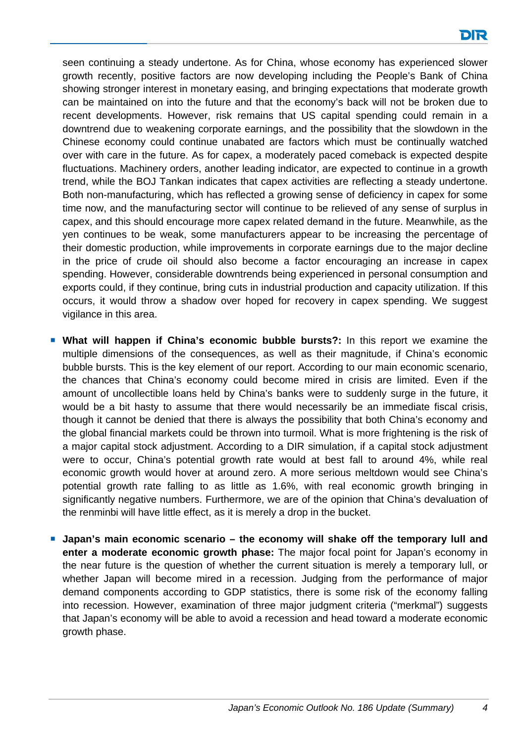seen continuing a steady undertone. As for China, whose economy has experienced slower growth recently, positive factors are now developing including the People's Bank of China showing stronger interest in monetary easing, and bringing expectations that moderate growth can be maintained on into the future and that the economy's back will not be broken due to recent developments. However, risk remains that US capital spending could remain in a downtrend due to weakening corporate earnings, and the possibility that the slowdown in the Chinese economy could continue unabated are factors which must be continually watched over with care in the future. As for capex, a moderately paced comeback is expected despite fluctuations. Machinery orders, another leading indicator, are expected to continue in a growth trend, while the BOJ Tankan indicates that capex activities are reflecting a steady undertone. Both non-manufacturing, which has reflected a growing sense of deficiency in capex for some time now, and the manufacturing sector will continue to be relieved of any sense of surplus in capex, and this should encourage more capex related demand in the future. Meanwhile, as the yen continues to be weak, some manufacturers appear to be increasing the percentage of their domestic production, while improvements in corporate earnings due to the major decline in the price of crude oil should also become a factor encouraging an increase in capex spending. However, considerable downtrends being experienced in personal consumption and exports could, if they continue, bring cuts in industrial production and capacity utilization. If this occurs, it would throw a shadow over hoped for recovery in capex spending. We suggest vigilance in this area.

- **What will happen if China's economic bubble bursts?:** In this report we examine the multiple dimensions of the consequences, as well as their magnitude, if China's economic bubble bursts. This is the key element of our report. According to our main economic scenario, the chances that China's economy could become mired in crisis are limited. Even if the amount of uncollectible loans held by China's banks were to suddenly surge in the future, it would be a bit hasty to assume that there would necessarily be an immediate fiscal crisis, though it cannot be denied that there is always the possibility that both China's economy and the global financial markets could be thrown into turmoil. What is more frightening is the risk of a major capital stock adjustment. According to a DIR simulation, if a capital stock adjustment were to occur, China's potential growth rate would at best fall to around 4%, while real economic growth would hover at around zero. A more serious meltdown would see China's potential growth rate falling to as little as 1.6%, with real economic growth bringing in significantly negative numbers. Furthermore, we are of the opinion that China's devaluation of the renminbi will have little effect, as it is merely a drop in the bucket.

- **Japan's main economic scenario – the economy will shake off the temporary lull and enter a moderate economic growth phase:** The major focal point for Japan's economy in the near future is the question of whether the current situation is merely a temporary lull, or whether Japan will become mired in a recession. Judging from the performance of major demand components according to GDP statistics, there is some risk of the economy falling into recession. However, examination of three major judgment criteria ("merkmal") suggests that Japan's economy will be able to avoid a recession and head toward a moderate economic growth phase.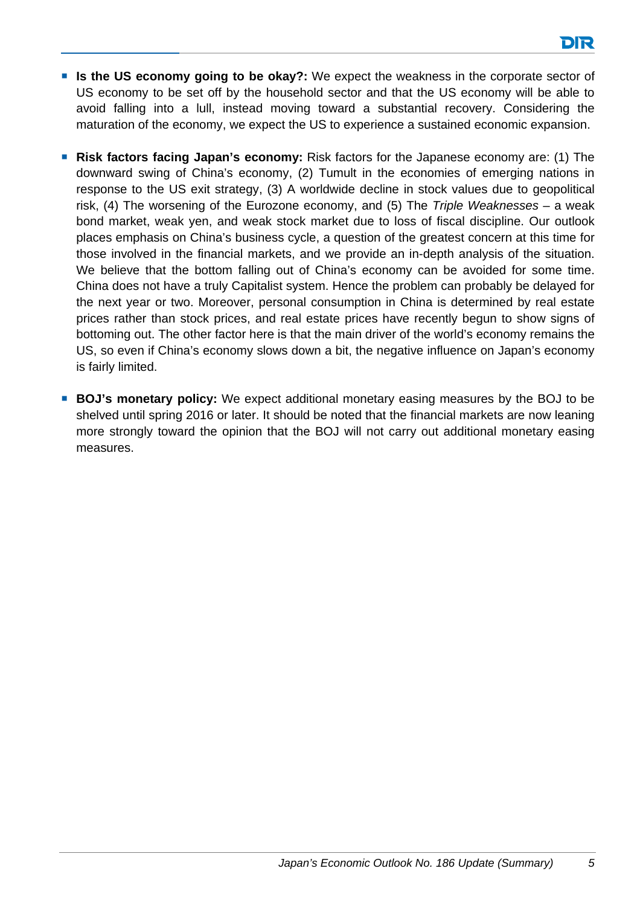- **Is the US economy going to be okay?:** We expect the weakness in the corporate sector of US economy to be set off by the household sector and that the US economy will be able to avoid falling into a lull, instead moving toward a substantial recovery. Considering the maturation of the economy, we expect the US to experience a sustained economic expansion.

- **Risk factors facing Japan's economy:** Risk factors for the Japanese economy are: (1) The downward swing of China's economy, (2) Tumult in the economies of emerging nations in response to the US exit strategy, (3) A worldwide decline in stock values due to geopolitical risk, (4) The worsening of the Eurozone economy, and (5) The *Triple Weaknesses* – a weak bond market, weak yen, and weak stock market due to loss of fiscal discipline. Our outlook places emphasis on China's business cycle, a question of the greatest concern at this time for those involved in the financial markets, and we provide an in-depth analysis of the situation. We believe that the bottom falling out of China's economy can be avoided for some time. China does not have a truly Capitalist system. Hence the problem can probably be delayed for the next year or two. Moreover, personal consumption in China is determined by real estate prices rather than stock prices, and real estate prices have recently begun to show signs of bottoming out. The other factor here is that the main driver of the world's economy remains the US, so even if China's economy slows down a bit, the negative influence on Japan's economy is fairly limited.

- **BOJ's monetary policy:** We expect additional monetary easing measures by the BOJ to be shelved until spring 2016 or later. It should be noted that the financial markets are now leaning more strongly toward the opinion that the BOJ will not carry out additional monetary easing measures.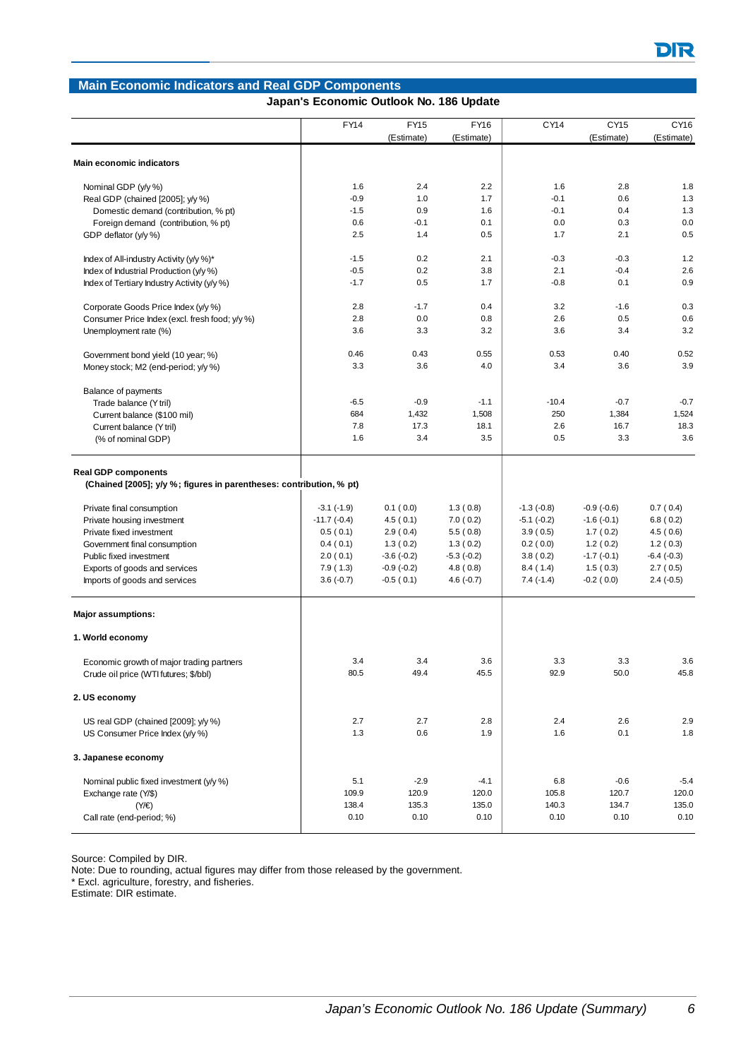## Main Economic Indicators and Real GDP Components

**Japan's Economic Outlook No. 186 Update**

| | FY14 | FY15 (Estimate) | FY16 (Estimate) | CY14 | CY15 (Estimate) | CY16 (Estimate) |
|---|---|---|---|---|---|---|
| **Main economic indicators** | | | | | | |
| Nominal GDP (y/y %) | 1.6 | 2.4 | 2.2 | 1.6 | 2.8 | 1.8 |
| Real GDP (chained [2005]; y/y %) | -0.9 | 1.0 | 1.7 | -0.1 | 0.6 | 1.3 |
| Domestic demand (contribution, % pt) | -1.5 | 0.9 | 1.6 | -0.1 | 0.4 | 1.3 |
| Foreign demand (contribution, % pt) | 0.6 | -0.1 | 0.1 | 0.0 | 0.3 | 0.0 |
| GDP deflator (y/y %) | 2.5 | 1.4 | 0.5 | 1.7 | 2.1 | 0.5 |
| Index of All-industry Activity (y/y %)* | -1.5 | 0.2 | 2.1 | -0.3 | -0.3 | 1.2 |
| Index of Industrial Production (y/y %) | -0.5 | 0.2 | 3.8 | 2.1 | -0.4 | 2.6 |
| Index of Tertiary Industry Activity (y/y %) | -1.7 | 0.5 | 1.7 | -0.8 | 0.1 | 0.9 |
| Corporate Goods Price Index (y/y %) | 2.8 | -1.7 | 0.4 | 3.2 | -1.6 | 0.3 |
| Consumer Price Index (excl. fresh food; y/y %) | 2.8 | 0.0 | 0.8 | 2.6 | 0.5 | 0.6 |
| Unemployment rate (%) | 3.6 | 3.3 | 3.2 | 3.6 | 3.4 | 3.2 |
| Government bond yield (10 year; %) | 0.46 | 0.43 | 0.55 | 0.53 | 0.40 | 0.52 |
| Money stock; M2 (end-period; y/y %) | 3.3 | 3.6 | 4.0 | 3.4 | 3.6 | 3.9 |
| Balance of payments | | | | | | |
| Trade balance (Y tril) | -6.5 | -0.9 | -1.1 | -10.4 | -0.7 | -0.7 |
| Current balance ($100 mil) | 684 | 1,432 | 1,508 | 250 | 1,384 | 1,524 |
| Current balance (Y tril) | 7.8 | 17.3 | 18.1 | 2.6 | 16.7 | 18.3 |
| (% of nominal GDP) | 1.6 | 3.4 | 3.5 | 0.5 | 3.3 | 3.6 |
| **Real GDP components** | | | | | | |
| **(Chained [2005]; y/y %; figures in parentheses: contribution, % pt)** | | | | | | |
| Private final consumption | -3.1 (-1.9) | 0.1 ( 0.0) | 1.3 ( 0.8) | -1.3 (-0.8) | -0.9 (-0.6) | 0.7 ( 0.4) |
| Private housing investment | -11.7 (-0.4) | 4.5 ( 0.1) | 7.0 ( 0.2) | -5.1 (-0.2) | -1.6 (-0.1) | 6.8 ( 0.2) |
| Private fixed investment | 0.5 ( 0.1) | 2.9 ( 0.4) | 5.5 ( 0.8) | 3.9 ( 0.5) | 1.7 ( 0.2) | 4.5 ( 0.6) |
| Government final consumption | 0.4 ( 0.1) | 1.3 ( 0.2) | 1.3 ( 0.2) | 0.2 ( 0.0) | 1.2 ( 0.2) | 1.2 ( 0.3) |
| Public fixed investment | 2.0 ( 0.1) | -3.6 (-0.2) | -5.3 (-0.2) | 3.8 ( 0.2) | -1.7 (-0.1) | -6.4 (-0.3) |
| Exports of goods and services | 7.9 ( 1.3) | -0.9 (-0.2) | 4.8 ( 0.8) | 8.4 ( 1.4) | 1.5 ( 0.3) | 2.7 ( 0.5) |
| Imports of goods and services | 3.6 (-0.7) | -0.5 ( 0.1) | 4.6 (-0.7) | 7.4 (-1.4) | -0.2 ( 0.0) | 2.4 (-0.5) |
| **Major assumptions:** | | | | | | |
| **1. World economy** | | | | | | |
| Economic growth of major trading partners | 3.4 | 3.4 | 3.6 | 3.3 | 3.3 | 3.6 |
| Crude oil price (WTI futures; $/bbl) | 80.5 | 49.4 | 45.5 | 92.9 | 50.0 | 45.8 |
| **2. US economy** | | | | | | |
| US real GDP (chained [2009]; y/y %) | 2.7 | 2.7 | 2.8 | 2.4 | 2.6 | 2.9 |
| US Consumer Price Index (y/y %) | 1.3 | 0.6 | 1.9 | 1.6 | 0.1 | 1.8 |
| **3. Japanese economy** | | | | | | |
| Nominal public fixed investment (y/y %) | 5.1 | -2.9 | -4.1 | 6.8 | -0.6 | -5.4 |
| Exchange rate (Y/$) | 109.9 | 120.9 | 120.0 | 105.8 | 120.7 | 120.0 |
| (Y/€) | 138.4 | 135.3 | 135.0 | 140.3 | 134.7 | 135.0 |
| Call rate (end-period; %) | 0.10 | 0.10 | 0.10 | 0.10 | 0.10 | 0.10 |

Source: Compiled by DIR.
Note: Due to rounding, actual figures may differ from those released by the government.
* Excl. agriculture, forestry, and fisheries.
Estimate: DIR estimate.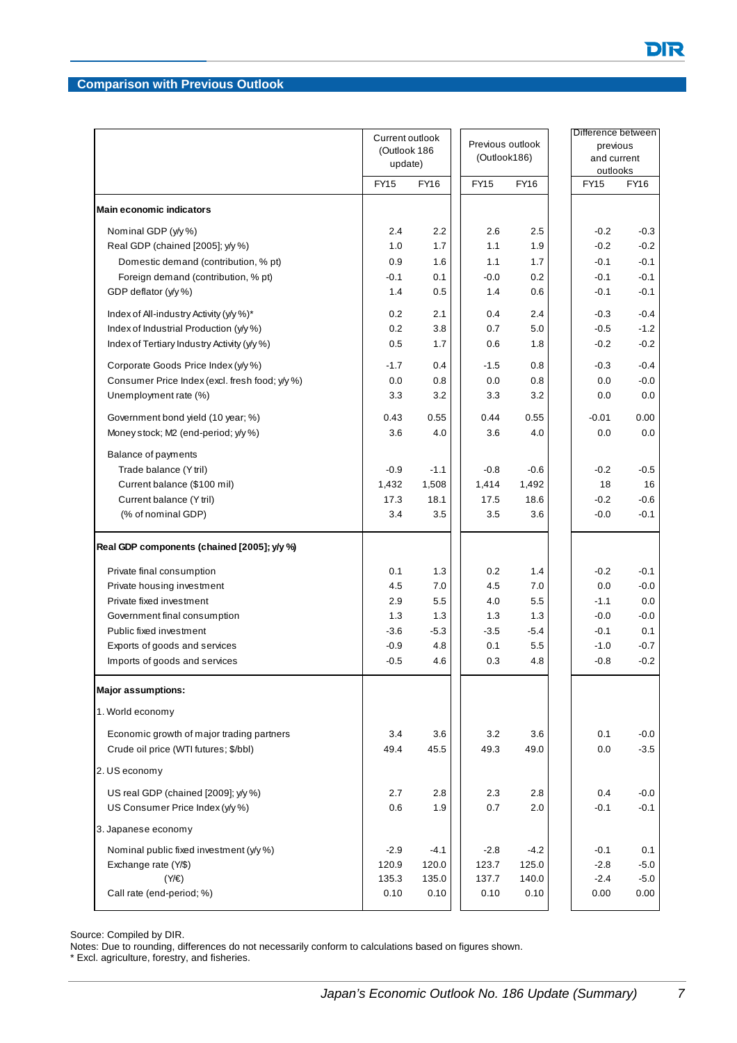## Comparison with Previous Outlook

| | Current outlook (Outlook 186 update) | | Previous outlook (Outlook186) | | Difference between previous and current outlooks | |
|---|---|---|---|---|---|---|
| | FY15 | FY16 | FY15 | FY16 | FY15 | FY16 |
| **Main economic indicators** | | | | | | |
| Nominal GDP (y/y %) | 2.4 | 2.2 | 2.6 | 2.5 | -0.2 | -0.3 |
| Real GDP (chained [2005]; y/y %) | 1.0 | 1.7 | 1.1 | 1.9 | -0.2 | -0.2 |
| Domestic demand (contribution, % pt) | 0.9 | 1.6 | 1.1 | 1.7 | -0.1 | -0.1 |
| Foreign demand (contribution, % pt) | -0.1 | 0.1 | -0.0 | 0.2 | -0.1 | -0.1 |
| GDP deflator (y/y %) | 1.4 | 0.5 | 1.4 | 0.6 | -0.1 | -0.1 |
| Index of All-industry Activity (y/y %)* | 0.2 | 2.1 | 0.4 | 2.4 | -0.3 | -0.4 |
| Index of Industrial Production (y/y %) | 0.2 | 3.8 | 0.7 | 5.0 | -0.5 | -1.2 |
| Index of Tertiary Industry Activity (y/y %) | 0.5 | 1.7 | 0.6 | 1.8 | -0.2 | -0.2 |
| Corporate Goods Price Index (y/y %) | -1.7 | 0.4 | -1.5 | 0.8 | -0.3 | -0.4 |
| Consumer Price Index (excl. fresh food; y/y %) | 0.0 | 0.8 | 0.0 | 0.8 | 0.0 | -0.0 |
| Unemployment rate (%) | 3.3 | 3.2 | 3.3 | 3.2 | 0.0 | 0.0 |
| Government bond yield (10 year; %) | 0.43 | 0.55 | 0.44 | 0.55 | -0.01 | 0.00 |
| Money stock; M2 (end-period; y/y %) | 3.6 | 4.0 | 3.6 | 4.0 | 0.0 | 0.0 |
| Balance of payments | | | | | | |
| Trade balance (Y tril) | -0.9 | -1.1 | -0.8 | -0.6 | -0.2 | -0.5 |
| Current balance ($100 mil) | 1,432 | 1,508 | 1,414 | 1,492 | 18 | 16 |
| Current balance (Y tril) | 17.3 | 18.1 | 17.5 | 18.6 | -0.2 | -0.6 |
| (% of nominal GDP) | 3.4 | 3.5 | 3.5 | 3.6 | -0.0 | -0.1 |
| **Real GDP components (chained [2005]; y/y %)** | | | | | | |
| Private final consumption | 0.1 | 1.3 | 0.2 | 1.4 | -0.2 | -0.1 |
| Private housing investment | 4.5 | 7.0 | 4.5 | 7.0 | 0.0 | -0.0 |
| Private fixed investment | 2.9 | 5.5 | 4.0 | 5.5 | -1.1 | 0.0 |
| Government final consumption | 1.3 | 1.3 | 1.3 | 1.3 | -0.0 | -0.0 |
| Public fixed investment | -3.6 | -5.3 | -3.5 | -5.4 | -0.1 | 0.1 |
| Exports of goods and services | -0.9 | 4.8 | 0.1 | 5.5 | -1.0 | -0.7 |
| Imports of goods and services | -0.5 | 4.6 | 0.3 | 4.8 | -0.8 | -0.2 |
| **Major assumptions:** | | | | | | |
| 1. World economy | | | | | | |
| Economic growth of major trading partners | 3.4 | 3.6 | 3.2 | 3.6 | 0.1 | -0.0 |
| Crude oil price (WTI futures; $/bbl) | 49.4 | 45.5 | 49.3 | 49.0 | 0.0 | -3.5 |
| 2. US economy | | | | | | |
| US real GDP (chained [2009]; y/y %) | 2.7 | 2.8 | 2.3 | 2.8 | 0.4 | -0.0 |
| US Consumer Price Index (y/y %) | 0.6 | 1.9 | 0.7 | 2.0 | -0.1 | -0.1 |
| 3. Japanese economy | | | | | | |
| Nominal public fixed investment (y/y %) | -2.9 | -4.1 | -2.8 | -4.2 | -0.1 | 0.1 |
| Exchange rate (Y/$) | 120.9 | 120.0 | 123.7 | 125.0 | -2.8 | -5.0 |
| (Y/€) | 135.3 | 135.0 | 137.7 | 140.0 | -2.4 | -5.0 |
| Call rate (end-period; %) | 0.10 | 0.10 | 0.10 | 0.10 | 0.00 | 0.00 |

Source: Compiled by DIR.
Notes: Due to rounding, differences do not necessarily conform to calculations based on figures shown.
* Excl. agriculture, forestry, and fisheries.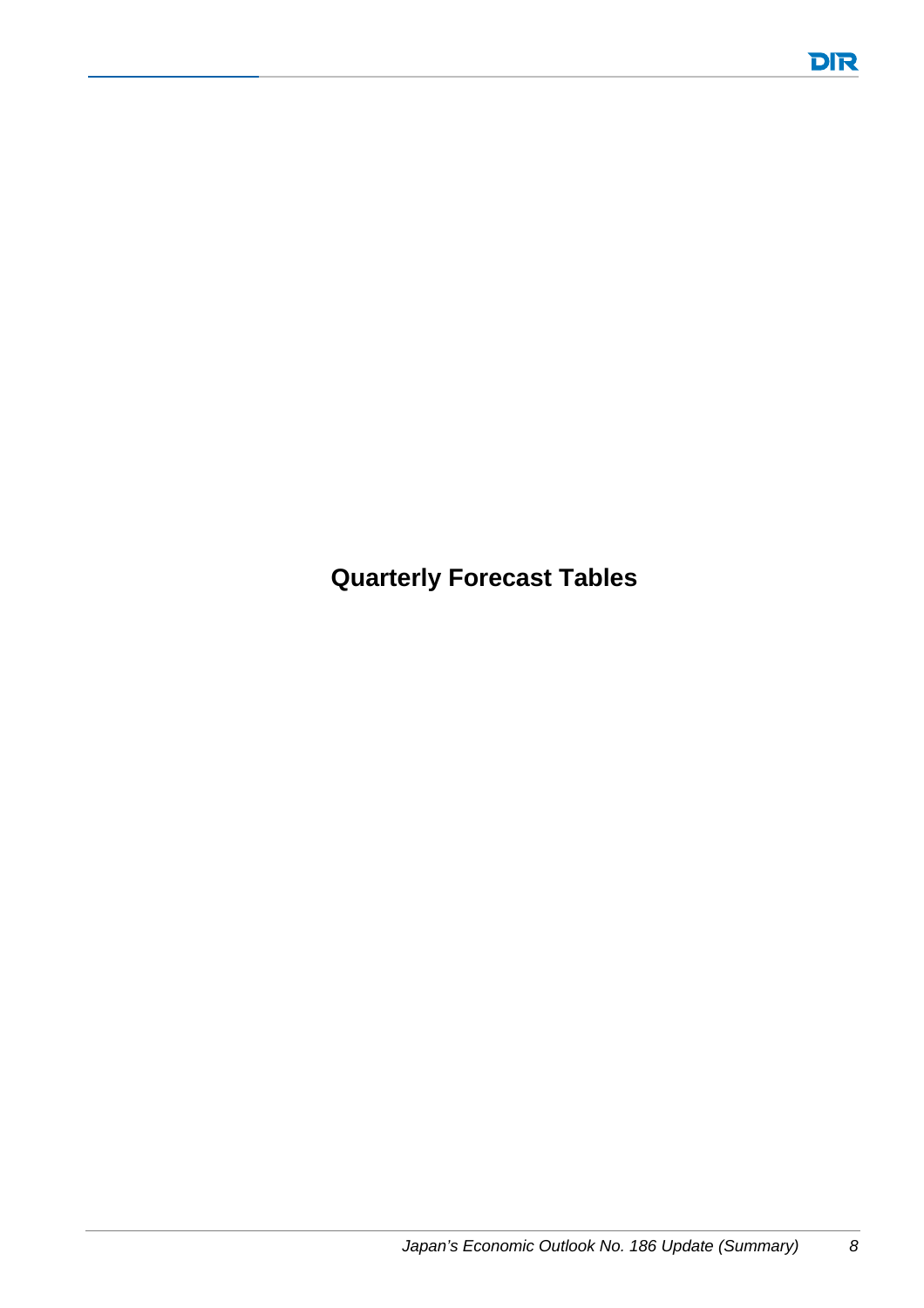# Quarterly Forecast Tables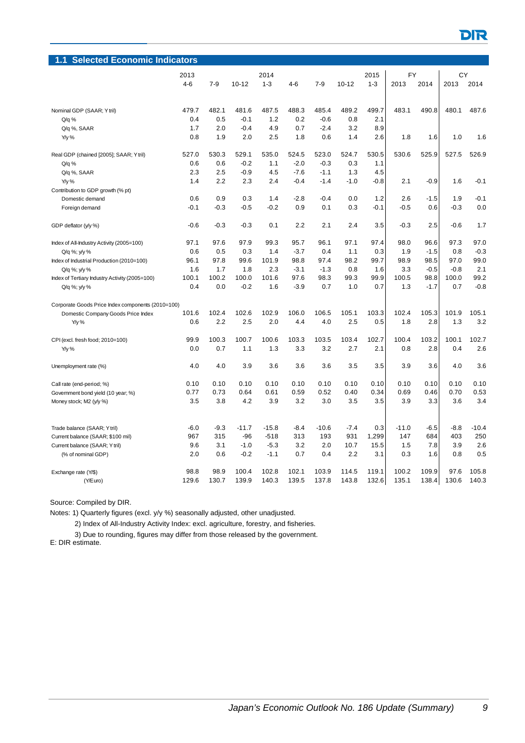## 1.1 Selected Economic Indicators

| | 2013 | | | 2014 | | | | 2015 | FY | | CY | |
|---|---|---|---|---|---|---|---|---|---|---|---|---|
| | 4-6 | 7-9 | 10-12 | 1-3 | 4-6 | 7-9 | 10-12 | 1-3 | 2013 | 2014 | 2013 | 2014 |
| Nominal GDP (SAAR; Y tril) | 479.7 | 482.1 | 481.6 | 487.5 | 488.3 | 485.4 | 489.2 | 499.7 | 483.1 | 490.8 | 480.1 | 487.6 |
| Q/q % | 0.4 | 0.5 | -0.1 | 1.2 | 0.2 | -0.6 | 0.8 | 2.1 | | | | |
| Q/q %, SAAR | 1.7 | 2.0 | -0.4 | 4.9 | 0.7 | -2.4 | 3.2 | 8.9 | | | | |
| Y/y % | 0.8 | 1.9 | 2.0 | 2.5 | 1.8 | 0.6 | 1.4 | 2.6 | 1.8 | 1.6 | 1.0 | 1.6 |
| Real GDP (chained [2005]; SAAR; Y tril) | 527.0 | 530.3 | 529.1 | 535.0 | 524.5 | 523.0 | 524.7 | 530.5 | 530.6 | 525.9 | 527.5 | 526.9 |
| Q/q % | 0.6 | 0.6 | -0.2 | 1.1 | -2.0 | -0.3 | 0.3 | 1.1 | | | | |
| Q/q %, SAAR | 2.3 | 2.5 | -0.9 | 4.5 | -7.6 | -1.1 | 1.3 | 4.5 | | | | |
| Y/y % | 1.4 | 2.2 | 2.3 | 2.4 | -0.4 | -1.4 | -1.0 | -0.8 | 2.1 | -0.9 | 1.6 | -0.1 |
| Contribution to GDP growth (% pt) | | | | | | | | | | | | |
| Domestic demand | 0.6 | 0.9 | 0.3 | 1.4 | -2.8 | -0.4 | 0.0 | 1.2 | 2.6 | -1.5 | 1.9 | -0.1 |
| Foreign demand | -0.1 | -0.3 | -0.5 | -0.2 | 0.9 | 0.1 | 0.3 | -0.1 | -0.5 | 0.6 | -0.3 | 0.0 |
| GDP deflator (y/y %) | -0.6 | -0.3 | -0.3 | 0.1 | 2.2 | 2.1 | 2.4 | 3.5 | -0.3 | 2.5 | -0.6 | 1.7 |
| Index of All-Industry Activity (2005=100) | 97.1 | 97.6 | 97.9 | 99.3 | 95.7 | 96.1 | 97.1 | 97.4 | 98.0 | 96.6 | 97.3 | 97.0 |
| Q/q %; y/y % | 0.6 | 0.5 | 0.3 | 1.4 | -3.7 | 0.4 | 1.1 | 0.3 | 1.9 | -1.5 | 0.8 | -0.3 |
| Index of Industrial Production (2010=100) | 96.1 | 97.8 | 99.6 | 101.9 | 98.8 | 97.4 | 98.2 | 99.7 | 98.9 | 98.5 | 97.0 | 99.0 |
| Q/q %; y/y % | 1.6 | 1.7 | 1.8 | 2.3 | -3.1 | -1.3 | 0.8 | 1.6 | 3.3 | -0.5 | -0.8 | 2.1 |
| Index of Tertiary Industry Activity (2005=100) | 100.1 | 100.2 | 100.0 | 101.6 | 97.6 | 98.3 | 99.3 | 99.9 | 100.5 | 98.8 | 100.0 | 99.2 |
| Q/q %; y/y % | 0.4 | 0.0 | -0.2 | 1.6 | -3.9 | 0.7 | 1.0 | 0.7 | 1.3 | -1.7 | 0.7 | -0.8 |
| Corporate Goods Price Index components (2010=100) | | | | | | | | | | | | |
| Domestic Company Goods Price Index | 101.6 | 102.4 | 102.6 | 102.9 | 106.0 | 106.5 | 105.1 | 103.3 | 102.4 | 105.3 | 101.9 | 105.1 |
| Y/y % | 0.6 | 2.2 | 2.5 | 2.0 | 4.4 | 4.0 | 2.5 | 0.5 | 1.8 | 2.8 | 1.3 | 3.2 |
| CPI (excl. fresh food; 2010=100) | 99.9 | 100.3 | 100.7 | 100.6 | 103.3 | 103.5 | 103.4 | 102.7 | 100.4 | 103.2 | 100.1 | 102.7 |
| Y/y % | 0.0 | 0.7 | 1.1 | 1.3 | 3.3 | 3.2 | 2.7 | 2.1 | 0.8 | 2.8 | 0.4 | 2.6 |
| Unemployment rate (%) | 4.0 | 4.0 | 3.9 | 3.6 | 3.6 | 3.6 | 3.5 | 3.5 | 3.9 | 3.6 | 4.0 | 3.6 |
| Call rate (end-period; %) | 0.10 | 0.10 | 0.10 | 0.10 | 0.10 | 0.10 | 0.10 | 0.10 | 0.10 | 0.10 | 0.10 | 0.10 |
| Government bond yield (10 year; %) | 0.77 | 0.73 | 0.64 | 0.61 | 0.59 | 0.52 | 0.40 | 0.34 | 0.69 | 0.46 | 0.70 | 0.53 |
| Money stock; M2 (y/y %) | 3.5 | 3.8 | 4.2 | 3.9 | 3.2 | 3.0 | 3.5 | 3.5 | 3.9 | 3.3 | 3.6 | 3.4 |
| Trade balance (SAAR; Y tril) | -6.0 | -9.3 | -11.7 | -15.8 | -8.4 | -10.6 | -7.4 | 0.3 | -11.0 | -6.5 | -8.8 | -10.4 |
| Current balance (SAAR; $100 mil) | 967 | 315 | -96 | -518 | 313 | 193 | 931 | 1,299 | 147 | 684 | 403 | 250 |
| Current balance (SAAR; Y tril) | 9.6 | 3.1 | -1.0 | -5.3 | 3.2 | 2.0 | 10.7 | 15.5 | 1.5 | 7.8 | 3.9 | 2.6 |
| (% of nominal GDP) | 2.0 | 0.6 | -0.2 | -1.1 | 0.7 | 0.4 | 2.2 | 3.1 | 0.3 | 1.6 | 0.8 | 0.5 |
| Exchange rate (Y/$) | 98.8 | 98.9 | 100.4 | 102.8 | 102.1 | 103.9 | 114.5 | 119.1 | 100.2 | 109.9 | 97.6 | 105.8 |
| (Y/Euro) | 129.6 | 130.7 | 139.9 | 140.3 | 139.5 | 137.8 | 143.8 | 132.6 | 135.1 | 138.4 | 130.6 | 140.3 |

Source: Compiled by DIR.

Notes: 1) Quarterly figures (excl. y/y %) seasonally adjusted, other unadjusted.

2) Index of All-Industry Activity Index: excl. agriculture, forestry, and fisheries.

3) Due to rounding, figures may differ from those released by the government.

E: DIR estimate.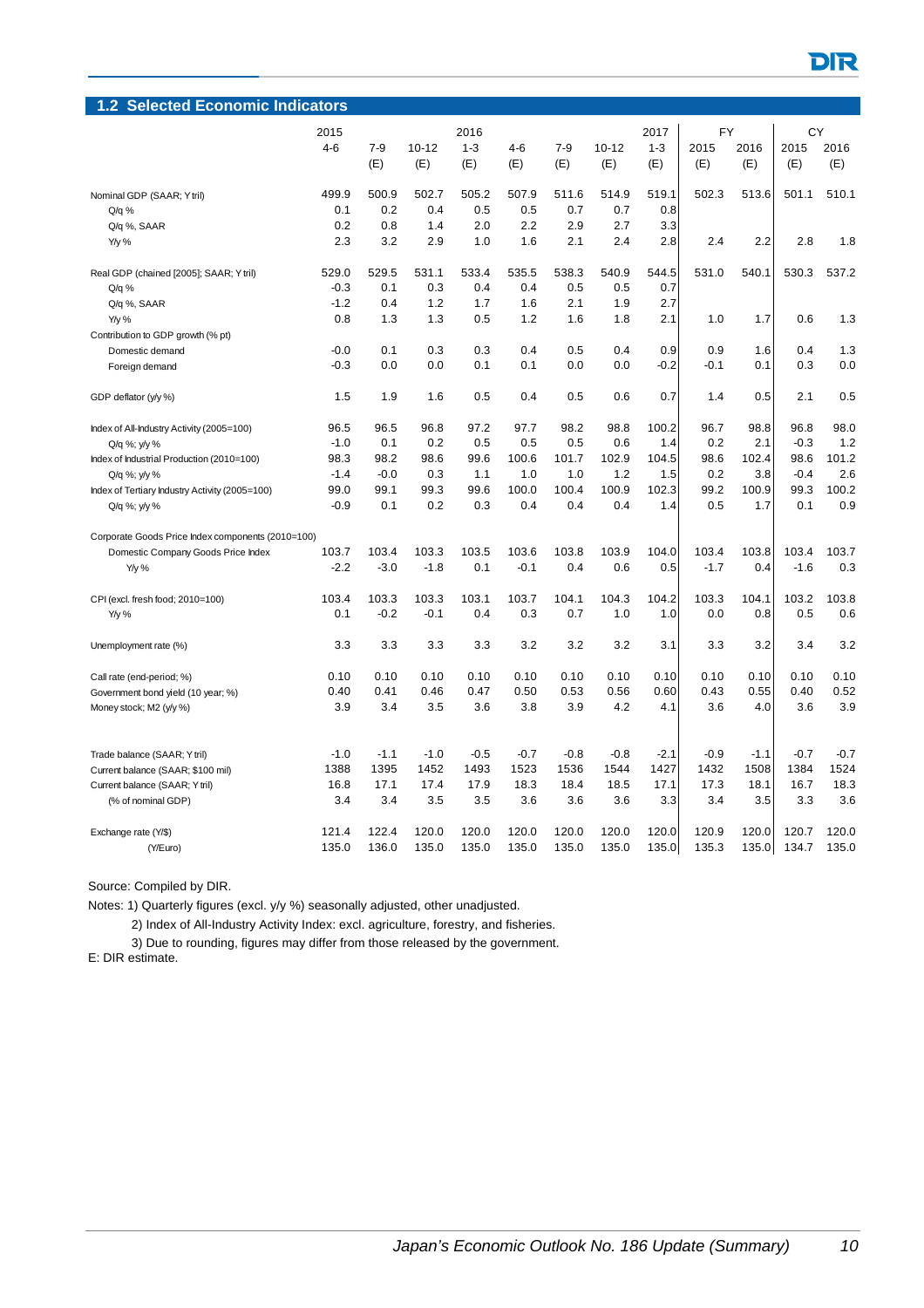## 1.2 Selected Economic Indicators

| | 2015 | | | 2016 | | | | 2017 | FY | | CY | |
|---|---|---|---|---|---|---|---|---|---|---|---|---|
| | 4-6 | 7-9 | 10-12 | 1-3 | 4-6 | 7-9 | 10-12 | 1-3 | 2015 | 2016 | 2015 | 2016 |
| | | (E) | (E) | (E) | (E) | (E) | (E) | (E) | (E) | (E) | (E) | (E) |
| Nominal GDP (SAAR; Y tril) | 499.9 | 500.9 | 502.7 | 505.2 | 507.9 | 511.6 | 514.9 | 519.1 | 502.3 | 513.6 | 501.1 | 510.1 |
| Q/q % | 0.1 | 0.2 | 0.4 | 0.5 | 0.5 | 0.7 | 0.7 | 0.8 | | | | |
| Q/q %, SAAR | 0.2 | 0.8 | 1.4 | 2.0 | 2.2 | 2.9 | 2.7 | 3.3 | | | | |
| Y/y % | 2.3 | 3.2 | 2.9 | 1.0 | 1.6 | 2.1 | 2.4 | 2.8 | 2.4 | 2.2 | 2.8 | 1.8 |
| Real GDP (chained [2005]; SAAR; Y tril) | 529.0 | 529.5 | 531.1 | 533.4 | 535.5 | 538.3 | 540.9 | 544.5 | 531.0 | 540.1 | 530.3 | 537.2 |
| Q/q % | -0.3 | 0.1 | 0.3 | 0.4 | 0.4 | 0.5 | 0.5 | 0.7 | | | | |
| Q/q %, SAAR | -1.2 | 0.4 | 1.2 | 1.7 | 1.6 | 2.1 | 1.9 | 2.7 | | | | |
| Y/y % | 0.8 | 1.3 | 1.3 | 0.5 | 1.2 | 1.6 | 1.8 | 2.1 | 1.0 | 1.7 | 0.6 | 1.3 |
| Contribution to GDP growth (% pt) | | | | | | | | | | | | |
| Domestic demand | -0.0 | 0.1 | 0.3 | 0.3 | 0.4 | 0.5 | 0.4 | 0.9 | 0.9 | 1.6 | 0.4 | 1.3 |
| Foreign demand | -0.3 | 0.0 | 0.0 | 0.1 | 0.1 | 0.0 | 0.0 | -0.2 | -0.1 | 0.1 | 0.3 | 0.0 |
| GDP deflator (y/y %) | 1.5 | 1.9 | 1.6 | 0.5 | 0.4 | 0.5 | 0.6 | 0.7 | 1.4 | 0.5 | 2.1 | 0.5 |
| Index of All-Industry Activity (2005=100) | 96.5 | 96.5 | 96.8 | 97.2 | 97.7 | 98.2 | 98.8 | 100.2 | 96.7 | 98.8 | 96.8 | 98.0 |
| Q/q %; y/y % | -1.0 | 0.1 | 0.2 | 0.5 | 0.5 | 0.5 | 0.6 | 1.4 | 0.2 | 2.1 | -0.3 | 1.2 |
| Index of Industrial Production (2010=100) | 98.3 | 98.2 | 98.6 | 99.6 | 100.6 | 101.7 | 102.9 | 104.5 | 98.6 | 102.4 | 98.6 | 101.2 |
| Q/q %; y/y % | -1.4 | -0.0 | 0.3 | 1.1 | 1.0 | 1.0 | 1.2 | 1.5 | 0.2 | 3.8 | -0.4 | 2.6 |
| Index of Tertiary Industry Activity (2005=100) | 99.0 | 99.1 | 99.3 | 99.6 | 100.0 | 100.4 | 100.9 | 102.3 | 99.2 | 100.9 | 99.3 | 100.2 |
| Q/q %; y/y % | -0.9 | 0.1 | 0.2 | 0.3 | 0.4 | 0.4 | 0.4 | 1.4 | 0.5 | 1.7 | 0.1 | 0.9 |
| Corporate Goods Price Index components (2010=100) | | | | | | | | | | | | |
| Domestic Company Goods Price Index | 103.7 | 103.4 | 103.3 | 103.5 | 103.6 | 103.8 | 103.9 | 104.0 | 103.4 | 103.8 | 103.4 | 103.7 |
| Y/y % | -2.2 | -3.0 | -1.8 | 0.1 | -0.1 | 0.4 | 0.6 | 0.5 | -1.7 | 0.4 | -1.6 | 0.3 |
| CPI (excl. fresh food; 2010=100) | 103.4 | 103.3 | 103.3 | 103.1 | 103.7 | 104.1 | 104.3 | 104.2 | 103.3 | 104.1 | 103.2 | 103.8 |
| Y/y % | 0.1 | -0.2 | -0.1 | 0.4 | 0.3 | 0.7 | 1.0 | 1.0 | 0.0 | 0.8 | 0.5 | 0.6 |
| Unemployment rate (%) | 3.3 | 3.3 | 3.3 | 3.3 | 3.2 | 3.2 | 3.2 | 3.1 | 3.3 | 3.2 | 3.4 | 3.2 |
| Call rate (end-period; %) | 0.10 | 0.10 | 0.10 | 0.10 | 0.10 | 0.10 | 0.10 | 0.10 | 0.10 | 0.10 | 0.10 | 0.10 |
| Government bond yield (10 year; %) | 0.40 | 0.41 | 0.46 | 0.47 | 0.50 | 0.53 | 0.56 | 0.60 | 0.43 | 0.55 | 0.40 | 0.52 |
| Money stock; M2 (y/y %) | 3.9 | 3.4 | 3.5 | 3.6 | 3.8 | 3.9 | 4.2 | 4.1 | 3.6 | 4.0 | 3.6 | 3.9 |
| Trade balance (SAAR; Y tril) | -1.0 | -1.1 | -1.0 | -0.5 | -0.7 | -0.8 | -0.8 | -2.1 | -0.9 | -1.1 | -0.7 | -0.7 |
| Current balance (SAAR; $100 mil) | 1388 | 1395 | 1452 | 1493 | 1523 | 1536 | 1544 | 1427 | 1432 | 1508 | 1384 | 1524 |
| Current balance (SAAR; Y tril) | 16.8 | 17.1 | 17.4 | 17.9 | 18.3 | 18.4 | 18.5 | 17.1 | 17.3 | 18.1 | 16.7 | 18.3 |
| (% of nominal GDP) | 3.4 | 3.4 | 3.5 | 3.5 | 3.6 | 3.6 | 3.6 | 3.3 | 3.4 | 3.5 | 3.3 | 3.6 |
| Exchange rate (Y/$) | 121.4 | 122.4 | 120.0 | 120.0 | 120.0 | 120.0 | 120.0 | 120.0 | 120.9 | 120.0 | 120.7 | 120.0 |
| (Y/Euro) | 135.0 | 136.0 | 135.0 | 135.0 | 135.0 | 135.0 | 135.0 | 135.0 | 135.3 | 135.0 | 134.7 | 135.0 |

Source: Compiled by DIR.

Notes: 1) Quarterly figures (excl. y/y %) seasonally adjusted, other unadjusted.

2) Index of All-Industry Activity Index: excl. agriculture, forestry, and fisheries.

3) Due to rounding, figures may differ from those released by the government.

E: DIR estimate.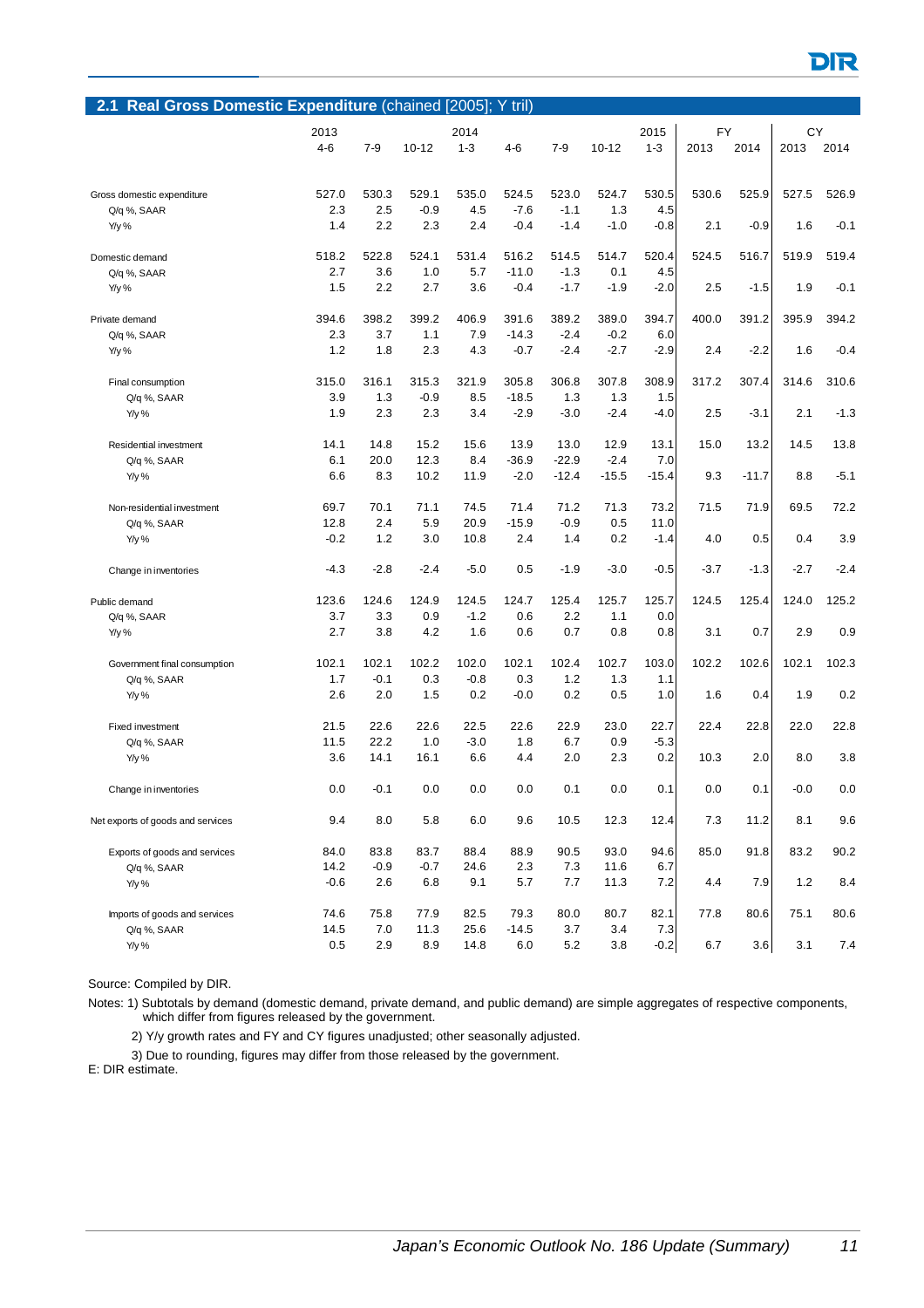## 2.1 Real Gross Domestic Expenditure (chained [2005]; Y tril)

| | 2013 | | | 2014 | | | | 2015 | FY | | CY | |
|---|---|---|---|---|---|---|---|---|---|---|---|---|
| | 4-6 | 7-9 | 10-12 | 1-3 | 4-6 | 7-9 | 10-12 | 1-3 | 2013 | 2014 | 2013 | 2014 |
| Gross domestic expenditure | 527.0 | 530.3 | 529.1 | 535.0 | 524.5 | 523.0 | 524.7 | 530.5 | 530.6 | 525.9 | 527.5 | 526.9 |
| Q/q %, SAAR | 2.3 | 2.5 | -0.9 | 4.5 | -7.6 | -1.1 | 1.3 | 4.5 | | | | |
| Y/y % | 1.4 | 2.2 | 2.3 | 2.4 | -0.4 | -1.4 | -1.0 | -0.8 | 2.1 | -0.9 | 1.6 | -0.1 |
| Domestic demand | 518.2 | 522.8 | 524.1 | 531.4 | 516.2 | 514.5 | 514.7 | 520.4 | 524.5 | 516.7 | 519.9 | 519.4 |
| Q/q %, SAAR | 2.7 | 3.6 | 1.0 | 5.7 | -11.0 | -1.3 | 0.1 | 4.5 | | | | |
| Y/y % | 1.5 | 2.2 | 2.7 | 3.6 | -0.4 | -1.7 | -1.9 | -2.0 | 2.5 | -1.5 | 1.9 | -0.1 |
| Private demand | 394.6 | 398.2 | 399.2 | 406.9 | 391.6 | 389.2 | 389.0 | 394.7 | 400.0 | 391.2 | 395.9 | 394.2 |
| Q/q %, SAAR | 2.3 | 3.7 | 1.1 | 7.9 | -14.3 | -2.4 | -0.2 | 6.0 | | | | |
| Y/y % | 1.2 | 1.8 | 2.3 | 4.3 | -0.7 | -2.4 | -2.7 | -2.9 | 2.4 | -2.2 | 1.6 | -0.4 |
| Final consumption | 315.0 | 316.1 | 315.3 | 321.9 | 305.8 | 306.8 | 307.8 | 308.9 | 317.2 | 307.4 | 314.6 | 310.6 |
| Q/q %, SAAR | 3.9 | 1.3 | -0.9 | 8.5 | -18.5 | 1.3 | 1.3 | 1.5 | | | | |
| Y/y % | 1.9 | 2.3 | 2.3 | 3.4 | -2.9 | -3.0 | -2.4 | -4.0 | 2.5 | -3.1 | 2.1 | -1.3 |
| Residential investment | 14.1 | 14.8 | 15.2 | 15.6 | 13.9 | 13.0 | 12.9 | 13.1 | 15.0 | 13.2 | 14.5 | 13.8 |
| Q/q %, SAAR | 6.1 | 20.0 | 12.3 | 8.4 | -36.9 | -22.9 | -2.4 | 7.0 | | | | |
| Y/y % | 6.6 | 8.3 | 10.2 | 11.9 | -2.0 | -12.4 | -15.5 | -15.4 | 9.3 | -11.7 | 8.8 | -5.1 |
| Non-residential investment | 69.7 | 70.1 | 71.1 | 74.5 | 71.4 | 71.2 | 71.3 | 73.2 | 71.5 | 71.9 | 69.5 | 72.2 |
| Q/q %, SAAR | 12.8 | 2.4 | 5.9 | 20.9 | -15.9 | -0.9 | 0.5 | 11.0 | | | | |
| Y/y % | -0.2 | 1.2 | 3.0 | 10.8 | 2.4 | 1.4 | 0.2 | -1.4 | 4.0 | 0.5 | 0.4 | 3.9 |
| Change in inventories | -4.3 | -2.8 | -2.4 | -5.0 | 0.5 | -1.9 | -3.0 | -0.5 | -3.7 | -1.3 | -2.7 | -2.4 |
| Public demand | 123.6 | 124.6 | 124.9 | 124.5 | 124.7 | 125.4 | 125.7 | 125.7 | 124.5 | 125.4 | 124.0 | 125.2 |
| Q/q %, SAAR | 3.7 | 3.3 | 0.9 | -1.2 | 0.6 | 2.2 | 1.1 | 0.0 | | | | |
| Y/y % | 2.7 | 3.8 | 4.2 | 1.6 | 0.6 | 0.7 | 0.8 | 0.8 | 3.1 | 0.7 | 2.9 | 0.9 |
| Government final consumption | 102.1 | 102.1 | 102.2 | 102.0 | 102.1 | 102.4 | 102.7 | 103.0 | 102.2 | 102.6 | 102.1 | 102.3 |
| Q/q %, SAAR | 1.7 | -0.1 | 0.3 | -0.8 | 0.3 | 1.2 | 1.3 | 1.1 | | | | |
| Y/y % | 2.6 | 2.0 | 1.5 | 0.2 | -0.0 | 0.2 | 0.5 | 1.0 | 1.6 | 0.4 | 1.9 | 0.2 |
| Fixed investment | 21.5 | 22.6 | 22.6 | 22.5 | 22.6 | 22.9 | 23.0 | 22.7 | 22.4 | 22.8 | 22.0 | 22.8 |
| Q/q %, SAAR | 11.5 | 22.2 | 1.0 | -3.0 | 1.8 | 6.7 | 0.9 | -5.3 | | | | |
| Y/y % | 3.6 | 14.1 | 16.1 | 6.6 | 4.4 | 2.0 | 2.3 | 0.2 | 10.3 | 2.0 | 8.0 | 3.8 |
| Change in inventories | 0.0 | -0.1 | 0.0 | 0.0 | 0.0 | 0.1 | 0.0 | 0.1 | 0.0 | 0.1 | -0.0 | 0.0 |
| Net exports of goods and services | 9.4 | 8.0 | 5.8 | 6.0 | 9.6 | 10.5 | 12.3 | 12.4 | 7.3 | 11.2 | 8.1 | 9.6 |
| Exports of goods and services | 84.0 | 83.8 | 83.7 | 88.4 | 88.9 | 90.5 | 93.0 | 94.6 | 85.0 | 91.8 | 83.2 | 90.2 |
| Q/q %, SAAR | 14.2 | -0.9 | -0.7 | 24.6 | 2.3 | 7.3 | 11.6 | 6.7 | | | | |
| Y/y % | -0.6 | 2.6 | 6.8 | 9.1 | 5.7 | 7.7 | 11.3 | 7.2 | 4.4 | 7.9 | 1.2 | 8.4 |
| Imports of goods and services | 74.6 | 75.8 | 77.9 | 82.5 | 79.3 | 80.0 | 80.7 | 82.1 | 77.8 | 80.6 | 75.1 | 80.6 |
| Q/q %, SAAR | 14.5 | 7.0 | 11.3 | 25.6 | -14.5 | 3.7 | 3.4 | 7.3 | | | | |
| Y/y % | 0.5 | 2.9 | 8.9 | 14.8 | 6.0 | 5.2 | 3.8 | -0.2 | 6.7 | 3.6 | 3.1 | 7.4 |

Source: Compiled by DIR.

Notes: 1) Subtotals by demand (domestic demand, private demand, and public demand) are simple aggregates of respective components, which differ from figures released by the government.

2) Y/y growth rates and FY and CY figures unadjusted; other seasonally adjusted.

3) Due to rounding, figures may differ from those released by the government.

E: DIR estimate.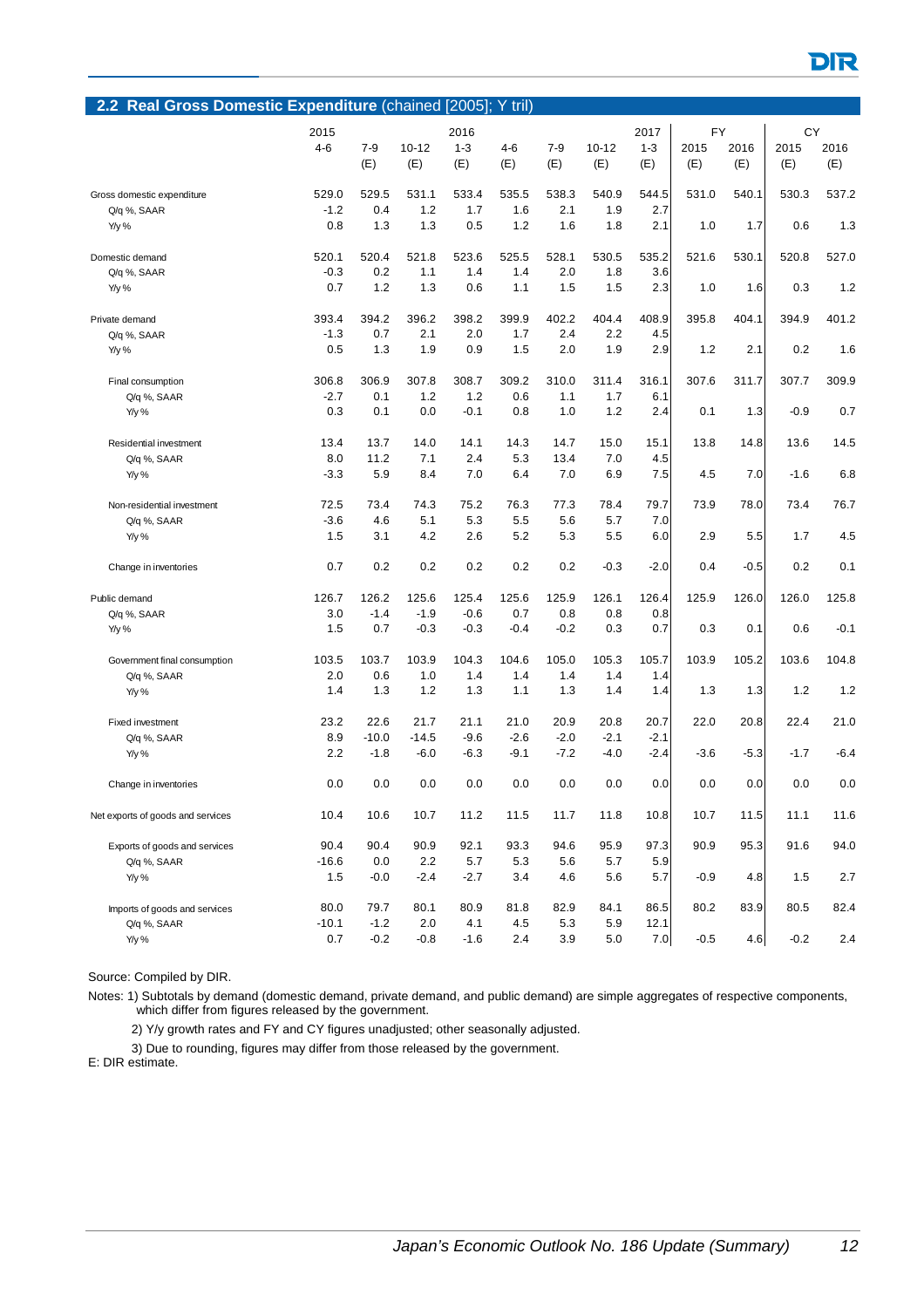## 2.2 Real Gross Domestic Expenditure (chained [2005]; Y tril)

| | 2015 | | | 2016 | | | | 2017 | FY | | CY | |
|---|---|---|---|---|---|---|---|---|---|---|---|---|
| | 4-6 | 7-9 (E) | 10-12 (E) | 1-3 (E) | 4-6 (E) | 7-9 (E) | 10-12 (E) | 1-3 (E) | 2015 (E) | 2016 (E) | 2015 (E) | 2016 (E) |
| Gross domestic expenditure | 529.0 | 529.5 | 531.1 | 533.4 | 535.5 | 538.3 | 540.9 | 544.5 | 531.0 | 540.1 | 530.3 | 537.2 |
| Q/q %, SAAR | -1.2 | 0.4 | 1.2 | 1.7 | 1.6 | 2.1 | 1.9 | 2.7 | | | | |
| Y/y % | 0.8 | 1.3 | 1.3 | 0.5 | 1.2 | 1.6 | 1.8 | 2.1 | 1.0 | 1.7 | 0.6 | 1.3 |
| Domestic demand | 520.1 | 520.4 | 521.8 | 523.6 | 525.5 | 528.1 | 530.5 | 535.2 | 521.6 | 530.1 | 520.8 | 527.0 |
| Q/q %, SAAR | -0.3 | 0.2 | 1.1 | 1.4 | 1.4 | 2.0 | 1.8 | 3.6 | | | | |
| Y/y % | 0.7 | 1.2 | 1.3 | 0.6 | 1.1 | 1.5 | 1.5 | 2.3 | 1.0 | 1.6 | 0.3 | 1.2 |
| Private demand | 393.4 | 394.2 | 396.2 | 398.2 | 399.9 | 402.2 | 404.4 | 408.9 | 395.8 | 404.1 | 394.9 | 401.2 |
| Q/q %, SAAR | -1.3 | 0.7 | 2.1 | 2.0 | 1.7 | 2.4 | 2.2 | 4.5 | | | | |
| Y/y % | 0.5 | 1.3 | 1.9 | 0.9 | 1.5 | 2.0 | 1.9 | 2.9 | 1.2 | 2.1 | 0.2 | 1.6 |
| Final consumption | 306.8 | 306.9 | 307.8 | 308.7 | 309.2 | 310.0 | 311.4 | 316.1 | 307.6 | 311.7 | 307.7 | 309.9 |
| Q/q %, SAAR | -2.7 | 0.1 | 1.2 | 1.2 | 0.6 | 1.1 | 1.7 | 6.1 | | | | |
| Y/y % | 0.3 | 0.1 | 0.0 | -0.1 | 0.8 | 1.0 | 1.2 | 2.4 | 0.1 | 1.3 | -0.9 | 0.7 |
| Residential investment | 13.4 | 13.7 | 14.0 | 14.1 | 14.3 | 14.7 | 15.0 | 15.1 | 13.8 | 14.8 | 13.6 | 14.5 |
| Q/q %, SAAR | 8.0 | 11.2 | 7.1 | 2.4 | 5.3 | 13.4 | 7.0 | 4.5 | | | | |
| Y/y % | -3.3 | 5.9 | 8.4 | 7.0 | 6.4 | 7.0 | 6.9 | 7.5 | 4.5 | 7.0 | -1.6 | 6.8 |
| Non-residential investment | 72.5 | 73.4 | 74.3 | 75.2 | 76.3 | 77.3 | 78.4 | 79.7 | 73.9 | 78.0 | 73.4 | 76.7 |
| Q/q %, SAAR | -3.6 | 4.6 | 5.1 | 5.3 | 5.5 | 5.6 | 5.7 | 7.0 | | | | |
| Y/y % | 1.5 | 3.1 | 4.2 | 2.6 | 5.2 | 5.3 | 5.5 | 6.0 | 2.9 | 5.5 | 1.7 | 4.5 |
| Change in inventories | 0.7 | 0.2 | 0.2 | 0.2 | 0.2 | 0.2 | -0.3 | -2.0 | 0.4 | -0.5 | 0.2 | 0.1 |
| Public demand | 126.7 | 126.2 | 125.6 | 125.4 | 125.6 | 125.9 | 126.1 | 126.4 | 125.9 | 126.0 | 126.0 | 125.8 |
| Q/q %, SAAR | 3.0 | -1.4 | -1.9 | -0.6 | 0.7 | 0.8 | 0.8 | 0.8 | | | | |
| Y/y % | 1.5 | 0.7 | -0.3 | -0.3 | -0.4 | -0.2 | 0.3 | 0.7 | 0.3 | 0.1 | 0.6 | -0.1 |
| Government final consumption | 103.5 | 103.7 | 103.9 | 104.3 | 104.6 | 105.0 | 105.3 | 105.7 | 103.9 | 105.2 | 103.6 | 104.8 |
| Q/q %, SAAR | 2.0 | 0.6 | 1.0 | 1.4 | 1.4 | 1.4 | 1.4 | 1.4 | | | | |
| Y/y % | 1.4 | 1.3 | 1.2 | 1.3 | 1.1 | 1.3 | 1.4 | 1.4 | 1.3 | 1.3 | 1.2 | 1.2 |
| Fixed investment | 23.2 | 22.6 | 21.7 | 21.1 | 21.0 | 20.9 | 20.8 | 20.7 | 22.0 | 20.8 | 22.4 | 21.0 |
| Q/q %, SAAR | 8.9 | -10.0 | -14.5 | -9.6 | -2.6 | -2.0 | -2.1 | -2.1 | | | | |
| Y/y % | 2.2 | -1.8 | -6.0 | -6.3 | -9.1 | -7.2 | -4.0 | -2.4 | -3.6 | -5.3 | -1.7 | -6.4 |
| Change in inventories | 0.0 | 0.0 | 0.0 | 0.0 | 0.0 | 0.0 | 0.0 | 0.0 | 0.0 | 0.0 | 0.0 | 0.0 |
| Net exports of goods and services | 10.4 | 10.6 | 10.7 | 11.2 | 11.5 | 11.7 | 11.8 | 10.8 | 10.7 | 11.5 | 11.1 | 11.6 |
| Exports of goods and services | 90.4 | 90.4 | 90.9 | 92.1 | 93.3 | 94.6 | 95.9 | 97.3 | 90.9 | 95.3 | 91.6 | 94.0 |
| Q/q %, SAAR | -16.6 | 0.0 | 2.2 | 5.7 | 5.3 | 5.6 | 5.7 | 5.9 | | | | |
| Y/y % | 1.5 | -0.0 | -2.4 | -2.7 | 3.4 | 4.6 | 5.6 | 5.7 | -0.9 | 4.8 | 1.5 | 2.7 |
| Imports of goods and services | 80.0 | 79.7 | 80.1 | 80.9 | 81.8 | 82.9 | 84.1 | 86.5 | 80.2 | 83.9 | 80.5 | 82.4 |
| Q/q %, SAAR | -10.1 | -1.2 | 2.0 | 4.1 | 4.5 | 5.3 | 5.9 | 12.1 | | | | |
| Y/y % | 0.7 | -0.2 | -0.8 | -1.6 | 2.4 | 3.9 | 5.0 | 7.0 | -0.5 | 4.6 | -0.2 | 2.4 |

Source: Compiled by DIR.

Notes: 1) Subtotals by demand (domestic demand, private demand, and public demand) are simple aggregates of respective components, which differ from figures released by the government.

2) Y/y growth rates and FY and CY figures unadjusted; other seasonally adjusted.

3) Due to rounding, figures may differ from those released by the government.

E: DIR estimate.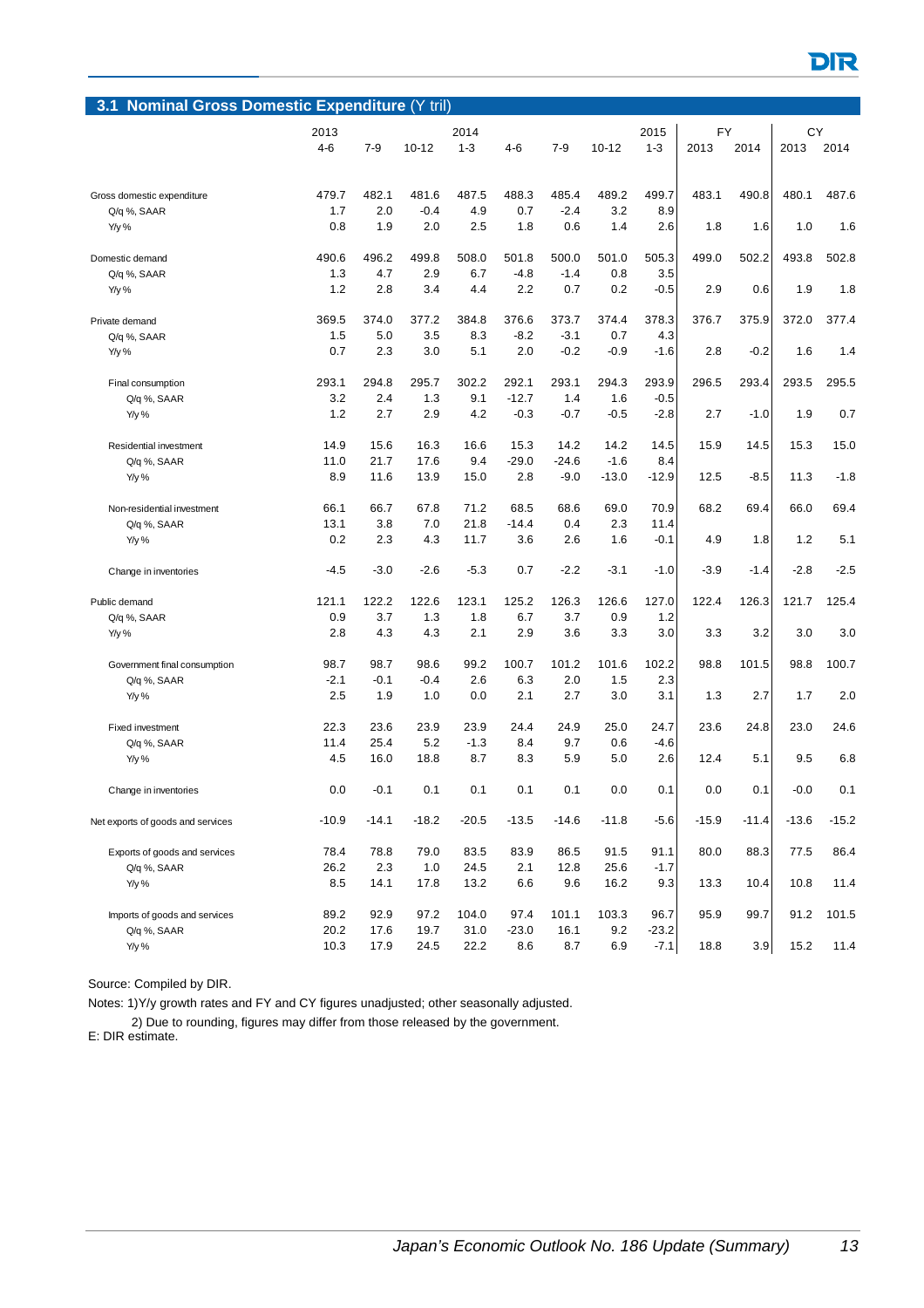## 3.1 Nominal Gross Domestic Expenditure (Y tril)

| | 2013 | | | 2014 | | | | 2015 | FY | | CY | |
|---|---|---|---|---|---|---|---|---|---|---|---|---|
| | 4-6 | 7-9 | 10-12 | 1-3 | 4-6 | 7-9 | 10-12 | 1-3 | 2013 | 2014 | 2013 | 2014 |
| Gross domestic expenditure | 479.7 | 482.1 | 481.6 | 487.5 | 488.3 | 485.4 | 489.2 | 499.7 | 483.1 | 490.8 | 480.1 | 487.6 |
| Q/q %, SAAR | 1.7 | 2.0 | -0.4 | 4.9 | 0.7 | -2.4 | 3.2 | 8.9 | | | | |
| Y/y % | 0.8 | 1.9 | 2.0 | 2.5 | 1.8 | 0.6 | 1.4 | 2.6 | 1.8 | 1.6 | 1.0 | 1.6 |
| Domestic demand | 490.6 | 496.2 | 499.8 | 508.0 | 501.8 | 500.0 | 501.0 | 505.3 | 499.0 | 502.2 | 493.8 | 502.8 |
| Q/q %, SAAR | 1.3 | 4.7 | 2.9 | 6.7 | -4.8 | -1.4 | 0.8 | 3.5 | | | | |
| Y/y % | 1.2 | 2.8 | 3.4 | 4.4 | 2.2 | 0.7 | 0.2 | -0.5 | 2.9 | 0.6 | 1.9 | 1.8 |
| Private demand | 369.5 | 374.0 | 377.2 | 384.8 | 376.6 | 373.7 | 374.4 | 378.3 | 376.7 | 375.9 | 372.0 | 377.4 |
| Q/q %, SAAR | 1.5 | 5.0 | 3.5 | 8.3 | -8.2 | -3.1 | 0.7 | 4.3 | | | | |
| Y/y % | 0.7 | 2.3 | 3.0 | 5.1 | 2.0 | -0.2 | -0.9 | -1.6 | 2.8 | -0.2 | 1.6 | 1.4 |
| Final consumption | 293.1 | 294.8 | 295.7 | 302.2 | 292.1 | 293.1 | 294.3 | 293.9 | 296.5 | 293.4 | 293.5 | 295.5 |
| Q/q %, SAAR | 3.2 | 2.4 | 1.3 | 9.1 | -12.7 | 1.4 | 1.6 | -0.5 | | | | |
| Y/y % | 1.2 | 2.7 | 2.9 | 4.2 | -0.3 | -0.7 | -0.5 | -2.8 | 2.7 | -1.0 | 1.9 | 0.7 |
| Residential investment | 14.9 | 15.6 | 16.3 | 16.6 | 15.3 | 14.2 | 14.2 | 14.5 | 15.9 | 14.5 | 15.3 | 15.0 |
| Q/q %, SAAR | 11.0 | 21.7 | 17.6 | 9.4 | -29.0 | -24.6 | -1.6 | 8.4 | | | | |
| Y/y % | 8.9 | 11.6 | 13.9 | 15.0 | 2.8 | -9.0 | -13.0 | -12.9 | 12.5 | -8.5 | 11.3 | -1.8 |
| Non-residential investment | 66.1 | 66.7 | 67.8 | 71.2 | 68.5 | 68.6 | 69.0 | 70.9 | 68.2 | 69.4 | 66.0 | 69.4 |
| Q/q %, SAAR | 13.1 | 3.8 | 7.0 | 21.8 | -14.4 | 0.4 | 2.3 | 11.4 | | | | |
| Y/y % | 0.2 | 2.3 | 4.3 | 11.7 | 3.6 | 2.6 | 1.6 | -0.1 | 4.9 | 1.8 | 1.2 | 5.1 |
| Change in inventories | -4.5 | -3.0 | -2.6 | -5.3 | 0.7 | -2.2 | -3.1 | -1.0 | -3.9 | -1.4 | -2.8 | -2.5 |
| Public demand | 121.1 | 122.2 | 122.6 | 123.1 | 125.2 | 126.3 | 126.6 | 127.0 | 122.4 | 126.3 | 121.7 | 125.4 |
| Q/q %, SAAR | 0.9 | 3.7 | 1.3 | 1.8 | 6.7 | 3.7 | 0.9 | 1.2 | | | | |
| Y/y % | 2.8 | 4.3 | 4.3 | 2.1 | 2.9 | 3.6 | 3.3 | 3.0 | 3.3 | 3.2 | 3.0 | 3.0 |
| Government final consumption | 98.7 | 98.7 | 98.6 | 99.2 | 100.7 | 101.2 | 101.6 | 102.2 | 98.8 | 101.5 | 98.8 | 100.7 |
| Q/q %, SAAR | -2.1 | -0.1 | -0.4 | 2.6 | 6.3 | 2.0 | 1.5 | 2.3 | | | | |
| Y/y % | 2.5 | 1.9 | 1.0 | 0.0 | 2.1 | 2.7 | 3.0 | 3.1 | 1.3 | 2.7 | 1.7 | 2.0 |
| Fixed investment | 22.3 | 23.6 | 23.9 | 23.9 | 24.4 | 24.9 | 25.0 | 24.7 | 23.6 | 24.8 | 23.0 | 24.6 |
| Q/q %, SAAR | 11.4 | 25.4 | 5.2 | -1.3 | 8.4 | 9.7 | 0.6 | -4.6 | | | | |
| Y/y % | 4.5 | 16.0 | 18.8 | 8.7 | 8.3 | 5.9 | 5.0 | 2.6 | 12.4 | 5.1 | 9.5 | 6.8 |
| Change in inventories | 0.0 | -0.1 | 0.1 | 0.1 | 0.1 | 0.1 | 0.0 | 0.1 | 0.0 | 0.1 | -0.0 | 0.1 |
| Net exports of goods and services | -10.9 | -14.1 | -18.2 | -20.5 | -13.5 | -14.6 | -11.8 | -5.6 | -15.9 | -11.4 | -13.6 | -15.2 |
| Exports of goods and services | 78.4 | 78.8 | 79.0 | 83.5 | 83.9 | 86.5 | 91.5 | 91.1 | 80.0 | 88.3 | 77.5 | 86.4 |
| Q/q %, SAAR | 26.2 | 2.3 | 1.0 | 24.5 | 2.1 | 12.8 | 25.6 | -1.7 | | | | |
| Y/y % | 8.5 | 14.1 | 17.8 | 13.2 | 6.6 | 9.6 | 16.2 | 9.3 | 13.3 | 10.4 | 10.8 | 11.4 |
| Imports of goods and services | 89.2 | 92.9 | 97.2 | 104.0 | 97.4 | 101.1 | 103.3 | 96.7 | 95.9 | 99.7 | 91.2 | 101.5 |
| Q/q %, SAAR | 20.2 | 17.6 | 19.7 | 31.0 | -23.0 | 16.1 | 9.2 | -23.2 | | | | |
| Y/y % | 10.3 | 17.9 | 24.5 | 22.2 | 8.6 | 8.7 | 6.9 | -7.1 | 18.8 | 3.9 | 15.2 | 11.4 |

Source: Compiled by DIR.

Notes: 1)Y/y growth rates and FY and CY figures unadjusted; other seasonally adjusted.

2) Due to rounding, figures may differ from those released by the government.

E: DIR estimate.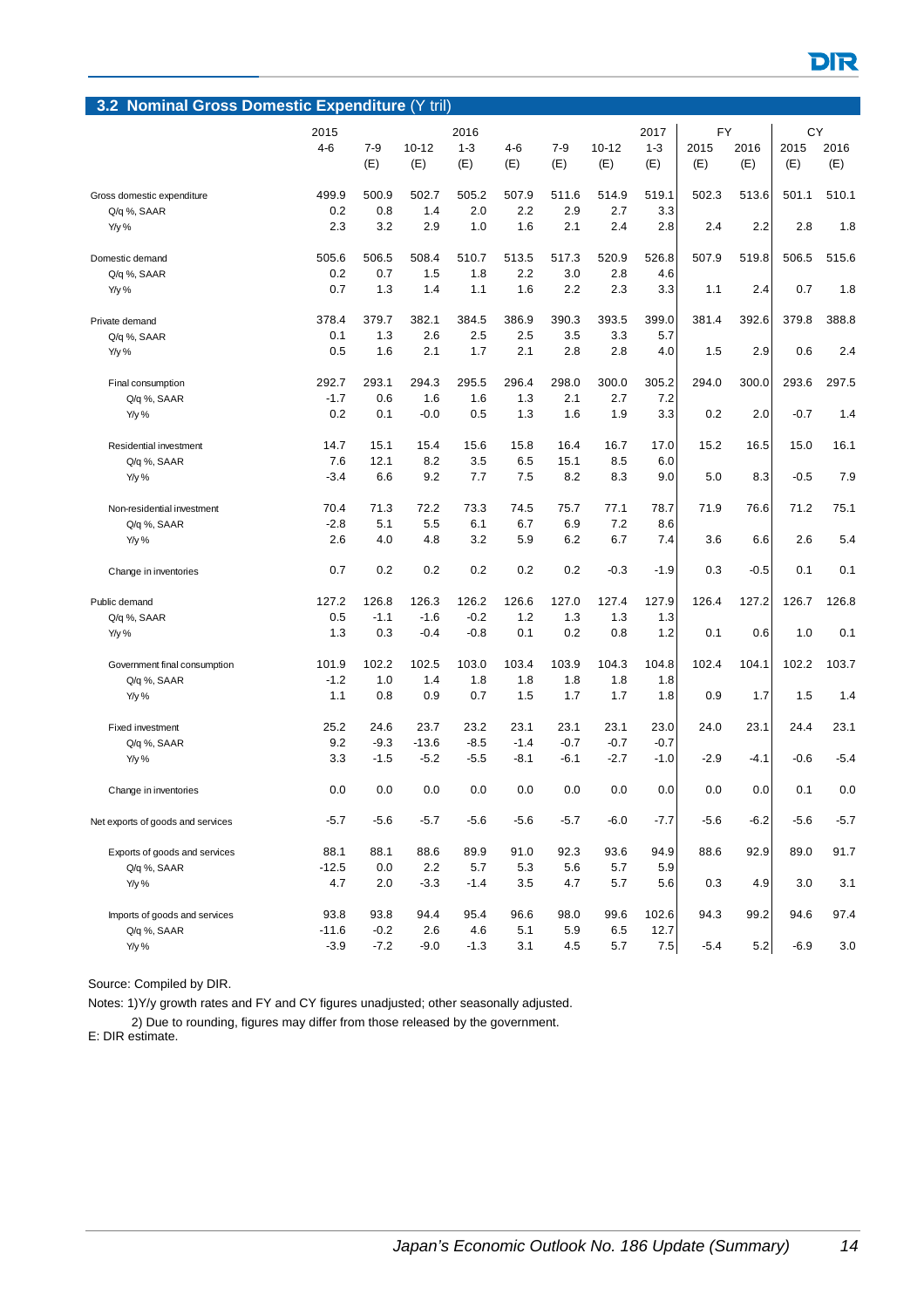## 3.2 Nominal Gross Domestic Expenditure (Y tril)

| | 2015 4-6 | 7-9 (E) | 10-12 (E) | 2016 1-3 (E) | 4-6 (E) | 7-9 (E) | 10-12 (E) | 2017 1-3 (E) | FY 2015 (E) | FY 2016 (E) | CY 2015 (E) | CY 2016 (E) |
|---|---|---|---|---|---|---|---|---|---|---|---|---|
| Gross domestic expenditure | 499.9 | 500.9 | 502.7 | 505.2 | 507.9 | 511.6 | 514.9 | 519.1 | 502.3 | 513.6 | 501.1 | 510.1 |
| Q/q %, SAAR | 0.2 | 0.8 | 1.4 | 2.0 | 2.2 | 2.9 | 2.7 | 3.3 | | | | |
| Y/y % | 2.3 | 3.2 | 2.9 | 1.0 | 1.6 | 2.1 | 2.4 | 2.8 | 2.4 | 2.2 | 2.8 | 1.8 |
| Domestic demand | 505.6 | 506.5 | 508.4 | 510.7 | 513.5 | 517.3 | 520.9 | 526.8 | 507.9 | 519.8 | 506.5 | 515.6 |
| Q/q %, SAAR | 0.2 | 0.7 | 1.5 | 1.8 | 2.2 | 3.0 | 2.8 | 4.6 | | | | |
| Y/y % | 0.7 | 1.3 | 1.4 | 1.1 | 1.6 | 2.2 | 2.3 | 3.3 | 1.1 | 2.4 | 0.7 | 1.8 |
| Private demand | 378.4 | 379.7 | 382.1 | 384.5 | 386.9 | 390.3 | 393.5 | 399.0 | 381.4 | 392.6 | 379.8 | 388.8 |
| Q/q %, SAAR | 0.1 | 1.3 | 2.6 | 2.5 | 2.5 | 3.5 | 3.3 | 5.7 | | | | |
| Y/y % | 0.5 | 1.6 | 2.1 | 1.7 | 2.1 | 2.8 | 2.8 | 4.0 | 1.5 | 2.9 | 0.6 | 2.4 |
| Final consumption | 292.7 | 293.1 | 294.3 | 295.5 | 296.4 | 298.0 | 300.0 | 305.2 | 294.0 | 300.0 | 293.6 | 297.5 |
| Q/q %, SAAR | -1.7 | 0.6 | 1.6 | 1.6 | 1.3 | 2.1 | 2.7 | 7.2 | | | | |
| Y/y % | 0.2 | 0.1 | -0.0 | 0.5 | 1.3 | 1.6 | 1.9 | 3.3 | 0.2 | 2.0 | -0.7 | 1.4 |
| Residential investment | 14.7 | 15.1 | 15.4 | 15.6 | 15.8 | 16.4 | 16.7 | 17.0 | 15.2 | 16.5 | 15.0 | 16.1 |
| Q/q %, SAAR | 7.6 | 12.1 | 8.2 | 3.5 | 6.5 | 15.1 | 8.5 | 6.0 | | | | |
| Y/y % | -3.4 | 6.6 | 9.2 | 7.7 | 7.5 | 8.2 | 8.3 | 9.0 | 5.0 | 8.3 | -0.5 | 7.9 |
| Non-residential investment | 70.4 | 71.3 | 72.2 | 73.3 | 74.5 | 75.7 | 77.1 | 78.7 | 71.9 | 76.6 | 71.2 | 75.1 |
| Q/q %, SAAR | -2.8 | 5.1 | 5.5 | 6.1 | 6.7 | 6.9 | 7.2 | 8.6 | | | | |
| Y/y % | 2.6 | 4.0 | 4.8 | 3.2 | 5.9 | 6.2 | 6.7 | 7.4 | 3.6 | 6.6 | 2.6 | 5.4 |
| Change in inventories | 0.7 | 0.2 | 0.2 | 0.2 | 0.2 | 0.2 | -0.3 | -1.9 | 0.3 | -0.5 | 0.1 | 0.1 |
| Public demand | 127.2 | 126.8 | 126.3 | 126.2 | 126.6 | 127.0 | 127.4 | 127.9 | 126.4 | 127.2 | 126.7 | 126.8 |
| Q/q %, SAAR | 0.5 | -1.1 | -1.6 | -0.2 | 1.2 | 1.3 | 1.3 | 1.3 | | | | |
| Y/y % | 1.3 | 0.3 | -0.4 | -0.8 | 0.1 | 0.2 | 0.8 | 1.2 | 0.1 | 0.6 | 1.0 | 0.1 |
| Government final consumption | 101.9 | 102.2 | 102.5 | 103.0 | 103.4 | 103.9 | 104.3 | 104.8 | 102.4 | 104.1 | 102.2 | 103.7 |
| Q/q %, SAAR | -1.2 | 1.0 | 1.4 | 1.8 | 1.8 | 1.8 | 1.8 | 1.8 | | | | |
| Y/y % | 1.1 | 0.8 | 0.9 | 0.7 | 1.5 | 1.7 | 1.7 | 1.8 | 0.9 | 1.7 | 1.5 | 1.4 |
| Fixed investment | 25.2 | 24.6 | 23.7 | 23.2 | 23.1 | 23.1 | 23.1 | 23.0 | 24.0 | 23.1 | 24.4 | 23.1 |
| Q/q %, SAAR | 9.2 | -9.3 | -13.6 | -8.5 | -1.4 | -0.7 | -0.7 | -0.7 | | | | |
| Y/y % | 3.3 | -1.5 | -5.2 | -5.5 | -8.1 | -6.1 | -2.7 | -1.0 | -2.9 | -4.1 | -0.6 | -5.4 |
| Change in inventories | 0.0 | 0.0 | 0.0 | 0.0 | 0.0 | 0.0 | 0.0 | 0.0 | 0.0 | 0.0 | 0.1 | 0.0 |
| Net exports of goods and services | -5.7 | -5.6 | -5.7 | -5.6 | -5.6 | -5.7 | -6.0 | -7.7 | -5.6 | -6.2 | -5.6 | -5.7 |
| Exports of goods and services | 88.1 | 88.1 | 88.6 | 89.9 | 91.0 | 92.3 | 93.6 | 94.9 | 88.6 | 92.9 | 89.0 | 91.7 |
| Q/q %, SAAR | -12.5 | 0.0 | 2.2 | 5.7 | 5.3 | 5.6 | 5.7 | 5.9 | | | | |
| Y/y % | 4.7 | 2.0 | -3.3 | -1.4 | 3.5 | 4.7 | 5.7 | 5.6 | 0.3 | 4.9 | 3.0 | 3.1 |
| Imports of goods and services | 93.8 | 93.8 | 94.4 | 95.4 | 96.6 | 98.0 | 99.6 | 102.6 | 94.3 | 99.2 | 94.6 | 97.4 |
| Q/q %, SAAR | -11.6 | -0.2 | 2.6 | 4.6 | 5.1 | 5.9 | 6.5 | 12.7 | | | | |
| Y/y % | -3.9 | -7.2 | -9.0 | -1.3 | 3.1 | 4.5 | 5.7 | 7.5 | -5.4 | 5.2 | -6.9 | 3.0 |

Source: Compiled by DIR.

Notes: 1)Y/y growth rates and FY and CY figures unadjusted; other seasonally adjusted.

2) Due to rounding, figures may differ from those released by the government.

E: DIR estimate.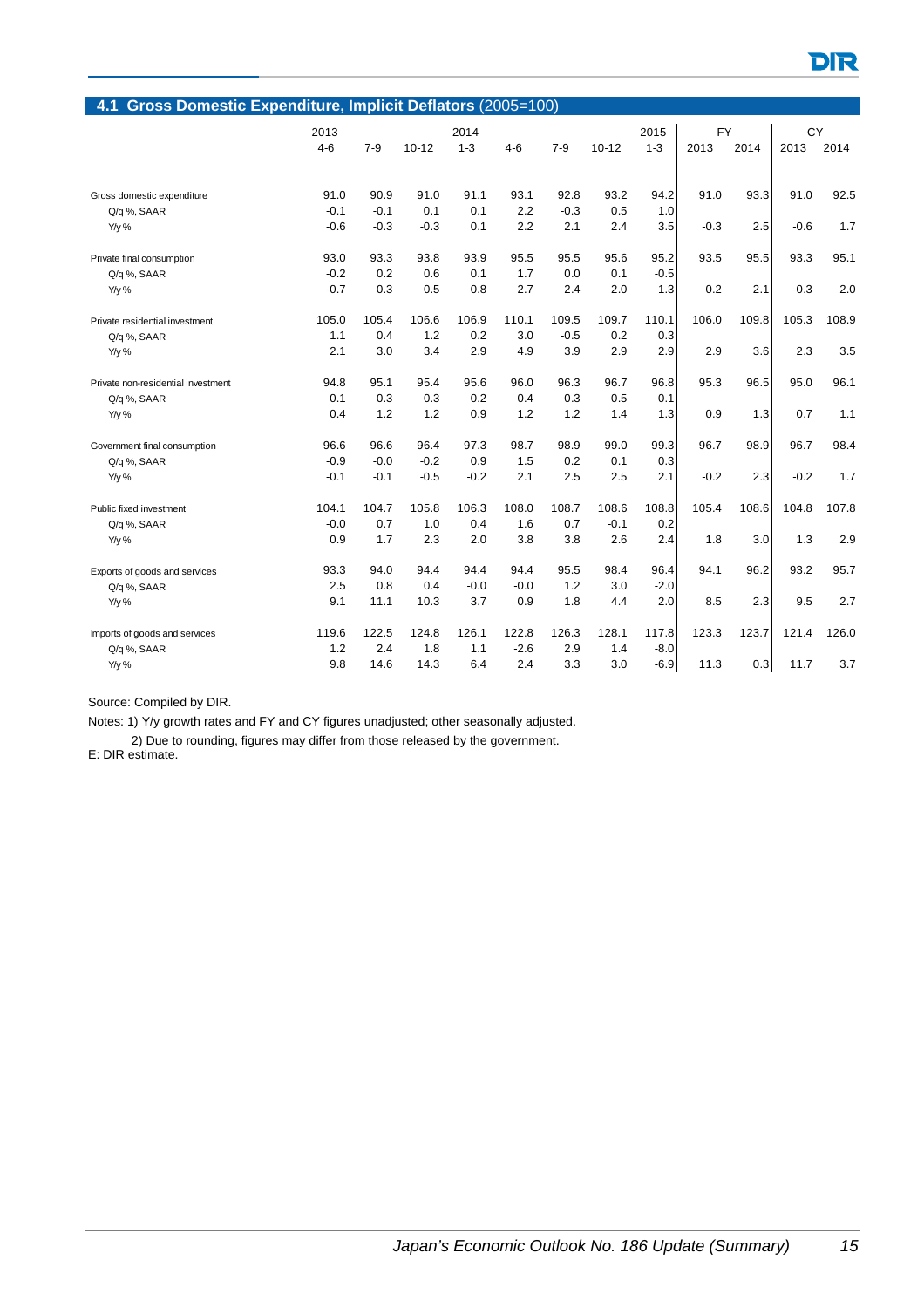## 4.1 Gross Domestic Expenditure, Implicit Deflators (2005=100)

| | 2013 | | | 2014 | | | | 2015 | FY | | CY | |
|---|---|---|---|---|---|---|---|---|---|---|---|---|
| | 4-6 | 7-9 | 10-12 | 1-3 | 4-6 | 7-9 | 10-12 | 1-3 | 2013 | 2014 | 2013 | 2014 |
| Gross domestic expenditure | 91.0 | 90.9 | 91.0 | 91.1 | 93.1 | 92.8 | 93.2 | 94.2 | 91.0 | 93.3 | 91.0 | 92.5 |
| Q/q %, SAAR | -0.1 | -0.1 | 0.1 | 0.1 | 2.2 | -0.3 | 0.5 | 1.0 | | | | |
| Y/y % | -0.6 | -0.3 | -0.3 | 0.1 | 2.2 | 2.1 | 2.4 | 3.5 | -0.3 | 2.5 | -0.6 | 1.7 |
| Private final consumption | 93.0 | 93.3 | 93.8 | 93.9 | 95.5 | 95.5 | 95.6 | 95.2 | 93.5 | 95.5 | 93.3 | 95.1 |
| Q/q %, SAAR | -0.2 | 0.2 | 0.6 | 0.1 | 1.7 | 0.0 | 0.1 | -0.5 | | | | |
| Y/y % | -0.7 | 0.3 | 0.5 | 0.8 | 2.7 | 2.4 | 2.0 | 1.3 | 0.2 | 2.1 | -0.3 | 2.0 |
| Private residential investment | 105.0 | 105.4 | 106.6 | 106.9 | 110.1 | 109.5 | 109.7 | 110.1 | 106.0 | 109.8 | 105.3 | 108.9 |
| Q/q %, SAAR | 1.1 | 0.4 | 1.2 | 0.2 | 3.0 | -0.5 | 0.2 | 0.3 | | | | |
| Y/y % | 2.1 | 3.0 | 3.4 | 2.9 | 4.9 | 3.9 | 2.9 | 2.9 | 2.9 | 3.6 | 2.3 | 3.5 |
| Private non-residential investment | 94.8 | 95.1 | 95.4 | 95.6 | 96.0 | 96.3 | 96.7 | 96.8 | 95.3 | 96.5 | 95.0 | 96.1 |
| Q/q %, SAAR | 0.1 | 0.3 | 0.3 | 0.2 | 0.4 | 0.3 | 0.5 | 0.1 | | | | |
| Y/y % | 0.4 | 1.2 | 1.2 | 0.9 | 1.2 | 1.2 | 1.4 | 1.3 | 0.9 | 1.3 | 0.7 | 1.1 |
| Government final consumption | 96.6 | 96.6 | 96.4 | 97.3 | 98.7 | 98.9 | 99.0 | 99.3 | 96.7 | 98.9 | 96.7 | 98.4 |
| Q/q %, SAAR | -0.9 | -0.0 | -0.2 | 0.9 | 1.5 | 0.2 | 0.1 | 0.3 | | | | |
| Y/y % | -0.1 | -0.1 | -0.5 | -0.2 | 2.1 | 2.5 | 2.5 | 2.1 | -0.2 | 2.3 | -0.2 | 1.7 |
| Public fixed investment | 104.1 | 104.7 | 105.8 | 106.3 | 108.0 | 108.7 | 108.6 | 108.8 | 105.4 | 108.6 | 104.8 | 107.8 |
| Q/q %, SAAR | -0.0 | 0.7 | 1.0 | 0.4 | 1.6 | 0.7 | -0.1 | 0.2 | | | | |
| Y/y % | 0.9 | 1.7 | 2.3 | 2.0 | 3.8 | 3.8 | 2.6 | 2.4 | 1.8 | 3.0 | 1.3 | 2.9 |
| Exports of goods and services | 93.3 | 94.0 | 94.4 | 94.4 | 94.4 | 95.5 | 98.4 | 96.4 | 94.1 | 96.2 | 93.2 | 95.7 |
| Q/q %, SAAR | 2.5 | 0.8 | 0.4 | -0.0 | -0.0 | 1.2 | 3.0 | -2.0 | | | | |
| Y/y % | 9.1 | 11.1 | 10.3 | 3.7 | 0.9 | 1.8 | 4.4 | 2.0 | 8.5 | 2.3 | 9.5 | 2.7 |
| Imports of goods and services | 119.6 | 122.5 | 124.8 | 126.1 | 122.8 | 126.3 | 128.1 | 117.8 | 123.3 | 123.7 | 121.4 | 126.0 |
| Q/q %, SAAR | 1.2 | 2.4 | 1.8 | 1.1 | -2.6 | 2.9 | 1.4 | -8.0 | | | | |
| Y/y % | 9.8 | 14.6 | 14.3 | 6.4 | 2.4 | 3.3 | 3.0 | -6.9 | 11.3 | 0.3 | 11.7 | 3.7 |

Source: Compiled by DIR.

Notes: 1) Y/y growth rates and FY and CY figures unadjusted; other seasonally adjusted.

2) Due to rounding, figures may differ from those released by the government.

E: DIR estimate.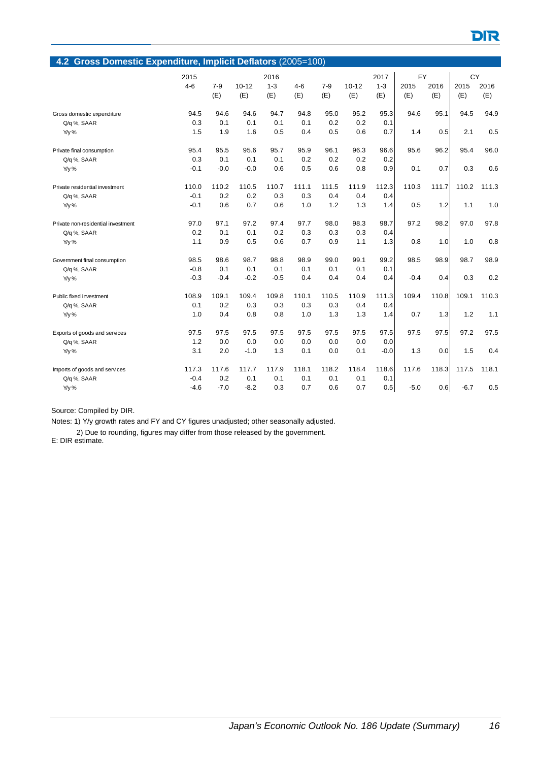## 4.2 Gross Domestic Expenditure, Implicit Deflators (2005=100)

| | 2015 4-6 | 7-9 (E) | 10-12 (E) | 2016 1-3 (E) | 4-6 (E) | 7-9 (E) | 10-12 (E) | 2017 1-3 (E) | FY 2015 (E) | FY 2016 (E) | CY 2015 (E) | CY 2016 (E) |
|---|---|---|---|---|---|---|---|---|---|---|---|---|
| Gross domestic expenditure | 94.5 | 94.6 | 94.6 | 94.7 | 94.8 | 95.0 | 95.2 | 95.3 | 94.6 | 95.1 | 94.5 | 94.9 |
| Q/q %, SAAR | 0.3 | 0.1 | 0.1 | 0.1 | 0.1 | 0.2 | 0.2 | 0.1 | | | | |
| Y/y % | 1.5 | 1.9 | 1.6 | 0.5 | 0.4 | 0.5 | 0.6 | 0.7 | 1.4 | 0.5 | 2.1 | 0.5 |
| Private final consumption | 95.4 | 95.5 | 95.6 | 95.7 | 95.9 | 96.1 | 96.3 | 96.6 | 95.6 | 96.2 | 95.4 | 96.0 |
| Q/q %, SAAR | 0.3 | 0.1 | 0.1 | 0.1 | 0.2 | 0.2 | 0.2 | 0.2 | | | | |
| Y/y % | -0.1 | -0.0 | -0.0 | 0.6 | 0.5 | 0.6 | 0.8 | 0.9 | 0.1 | 0.7 | 0.3 | 0.6 |
| Private residential investment | 110.0 | 110.2 | 110.5 | 110.7 | 111.1 | 111.5 | 111.9 | 112.3 | 110.3 | 111.7 | 110.2 | 111.3 |
| Q/q %, SAAR | -0.1 | 0.2 | 0.2 | 0.3 | 0.3 | 0.4 | 0.4 | 0.4 | | | | |
| Y/y % | -0.1 | 0.6 | 0.7 | 0.6 | 1.0 | 1.2 | 1.3 | 1.4 | 0.5 | 1.2 | 1.1 | 1.0 |
| Private non-residential investment | 97.0 | 97.1 | 97.2 | 97.4 | 97.7 | 98.0 | 98.3 | 98.7 | 97.2 | 98.2 | 97.0 | 97.8 |
| Q/q %, SAAR | 0.2 | 0.1 | 0.1 | 0.2 | 0.3 | 0.3 | 0.3 | 0.4 | | | | |
| Y/y % | 1.1 | 0.9 | 0.5 | 0.6 | 0.7 | 0.9 | 1.1 | 1.3 | 0.8 | 1.0 | 1.0 | 0.8 |
| Government final consumption | 98.5 | 98.6 | 98.7 | 98.8 | 98.9 | 99.0 | 99.1 | 99.2 | 98.5 | 98.9 | 98.7 | 98.9 |
| Q/q %, SAAR | -0.8 | 0.1 | 0.1 | 0.1 | 0.1 | 0.1 | 0.1 | 0.1 | | | | |
| Y/y % | -0.3 | -0.4 | -0.2 | -0.5 | 0.4 | 0.4 | 0.4 | 0.4 | -0.4 | 0.4 | 0.3 | 0.2 |
| Public fixed investment | 108.9 | 109.1 | 109.4 | 109.8 | 110.1 | 110.5 | 110.9 | 111.3 | 109.4 | 110.8 | 109.1 | 110.3 |
| Q/q %, SAAR | 0.1 | 0.2 | 0.3 | 0.3 | 0.3 | 0.3 | 0.4 | 0.4 | | | | |
| Y/y % | 1.0 | 0.4 | 0.8 | 0.8 | 1.0 | 1.3 | 1.3 | 1.4 | 0.7 | 1.3 | 1.2 | 1.1 |
| Exports of goods and services | 97.5 | 97.5 | 97.5 | 97.5 | 97.5 | 97.5 | 97.5 | 97.5 | 97.5 | 97.5 | 97.2 | 97.5 |
| Q/q %, SAAR | 1.2 | 0.0 | 0.0 | 0.0 | 0.0 | 0.0 | 0.0 | 0.0 | | | | |
| Y/y % | 3.1 | 2.0 | -1.0 | 1.3 | 0.1 | 0.0 | 0.1 | -0.0 | 1.3 | 0.0 | 1.5 | 0.4 |
| Imports of goods and services | 117.3 | 117.6 | 117.7 | 117.9 | 118.1 | 118.2 | 118.4 | 118.6 | 117.6 | 118.3 | 117.5 | 118.1 |
| Q/q %, SAAR | -0.4 | 0.2 | 0.1 | 0.1 | 0.1 | 0.1 | 0.1 | 0.1 | | | | |
| Y/y % | -4.6 | -7.0 | -8.2 | 0.3 | 0.7 | 0.6 | 0.7 | 0.5 | -5.0 | 0.6 | -6.7 | 0.5 |

Source: Compiled by DIR.

Notes: 1) Y/y growth rates and FY and CY figures unadjusted; other seasonally adjusted.

2) Due to rounding, figures may differ from those released by the government.

E: DIR estimate.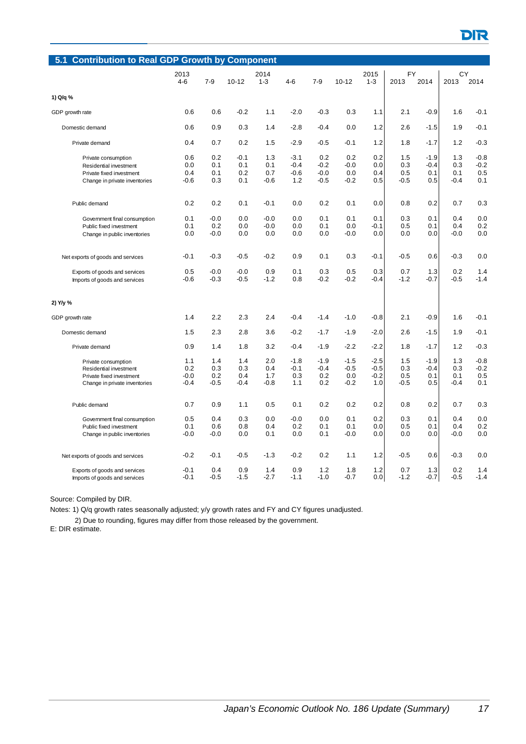## 5.1 Contribution to Real GDP Growth by Component

| | 2013 4-6 | 7-9 | 10-12 | 2014 1-3 | 4-6 | 7-9 | 10-12 | 2015 1-3 | FY 2013 | FY 2014 | CY 2013 | CY 2014 |
|---|---|---|---|---|---|---|---|---|---|---|---|---|
| **1) Q/q %** | | | | | | | | | | | | |
| GDP growth rate | 0.6 | 0.6 | -0.2 | 1.1 | -2.0 | -0.3 | 0.3 | 1.1 | 2.1 | -0.9 | 1.6 | -0.1 |
| Domestic demand | 0.6 | 0.9 | 0.3 | 1.4 | -2.8 | -0.4 | 0.0 | 1.2 | 2.6 | -1.5 | 1.9 | -0.1 |
| Private demand | 0.4 | 0.7 | 0.2 | 1.5 | -2.9 | -0.5 | -0.1 | 1.2 | 1.8 | -1.7 | 1.2 | -0.3 |
| Private consumption | 0.6 | 0.2 | -0.1 | 1.3 | -3.1 | 0.2 | 0.2 | 0.2 | 1.5 | -1.9 | 1.3 | -0.8 |
| Residential investment | 0.0 | 0.1 | 0.1 | 0.1 | -0.4 | -0.2 | -0.0 | 0.0 | 0.3 | -0.4 | 0.3 | -0.2 |
| Private fixed investment | 0.4 | 0.1 | 0.2 | 0.7 | -0.6 | -0.0 | 0.0 | 0.4 | 0.5 | 0.1 | 0.1 | 0.5 |
| Change in private inventories | -0.6 | 0.3 | 0.1 | -0.6 | 1.2 | -0.5 | -0.2 | 0.5 | -0.5 | 0.5 | -0.4 | 0.1 |
| Public demand | 0.2 | 0.2 | 0.1 | -0.1 | 0.0 | 0.2 | 0.1 | 0.0 | 0.8 | 0.2 | 0.7 | 0.3 |
| Government final consumption | 0.1 | -0.0 | 0.0 | -0.0 | 0.0 | 0.1 | 0.1 | 0.1 | 0.3 | 0.1 | 0.4 | 0.0 |
| Public fixed investment | 0.1 | 0.2 | 0.0 | -0.0 | 0.0 | 0.1 | 0.0 | -0.1 | 0.5 | 0.1 | 0.4 | 0.2 |
| Change in public inventories | 0.0 | -0.0 | 0.0 | 0.0 | 0.0 | 0.0 | -0.0 | 0.0 | 0.0 | 0.0 | -0.0 | 0.0 |
| Net exports of goods and services | -0.1 | -0.3 | -0.5 | -0.2 | 0.9 | 0.1 | 0.3 | -0.1 | -0.5 | 0.6 | -0.3 | 0.0 |
| Exports of goods and services | 0.5 | -0.0 | -0.0 | 0.9 | 0.1 | 0.3 | 0.5 | 0.3 | 0.7 | 1.3 | 0.2 | 1.4 |
| Imports of goods and services | -0.6 | -0.3 | -0.5 | -1.2 | 0.8 | -0.2 | -0.2 | -0.4 | -1.2 | -0.7 | -0.5 | -1.4 |
| **2) Y/y %** | | | | | | | | | | | | |
| GDP growth rate | 1.4 | 2.2 | 2.3 | 2.4 | -0.4 | -1.4 | -1.0 | -0.8 | 2.1 | -0.9 | 1.6 | -0.1 |
| Domestic demand | 1.5 | 2.3 | 2.8 | 3.6 | -0.2 | -1.7 | -1.9 | -2.0 | 2.6 | -1.5 | 1.9 | -0.1 |
| Private demand | 0.9 | 1.4 | 1.8 | 3.2 | -0.4 | -1.9 | -2.2 | -2.2 | 1.8 | -1.7 | 1.2 | -0.3 |
| Private consumption | 1.1 | 1.4 | 1.4 | 2.0 | -1.8 | -1.9 | -1.5 | -2.5 | 1.5 | -1.9 | 1.3 | -0.8 |
| Residential investment | 0.2 | 0.3 | 0.3 | 0.4 | -0.1 | -0.4 | -0.5 | -0.5 | 0.3 | -0.4 | 0.3 | -0.2 |
| Private fixed investment | -0.0 | 0.2 | 0.4 | 1.7 | 0.3 | 0.2 | 0.0 | -0.2 | 0.5 | 0.1 | 0.1 | 0.5 |
| Change in private inventories | -0.4 | -0.5 | -0.4 | -0.8 | 1.1 | 0.2 | -0.2 | 1.0 | -0.5 | 0.5 | -0.4 | 0.1 |
| Public demand | 0.7 | 0.9 | 1.1 | 0.5 | 0.1 | 0.2 | 0.2 | 0.2 | 0.8 | 0.2 | 0.7 | 0.3 |
| Government final consumption | 0.5 | 0.4 | 0.3 | 0.0 | -0.0 | 0.0 | 0.1 | 0.2 | 0.3 | 0.1 | 0.4 | 0.0 |
| Public fixed investment | 0.1 | 0.6 | 0.8 | 0.4 | 0.2 | 0.1 | 0.1 | 0.0 | 0.5 | 0.1 | 0.4 | 0.2 |
| Change in public inventories | -0.0 | -0.0 | 0.0 | 0.1 | 0.0 | 0.1 | -0.0 | 0.0 | 0.0 | 0.0 | -0.0 | 0.0 |
| Net exports of goods and services | -0.2 | -0.1 | -0.5 | -1.3 | -0.2 | 0.2 | 1.1 | 1.2 | -0.5 | 0.6 | -0.3 | 0.0 |
| Exports of goods and services | -0.1 | 0.4 | 0.9 | 1.4 | 0.9 | 1.2 | 1.8 | 1.2 | 0.7 | 1.3 | 0.2 | 1.4 |
| Imports of goods and services | -0.1 | -0.5 | -1.5 | -2.7 | -1.1 | -1.0 | -0.7 | 0.0 | -1.2 | -0.7 | -0.5 | -1.4 |

Source: Compiled by DIR.

Notes: 1) Q/q growth rates seasonally adjusted; y/y growth rates and FY and CY figures unadjusted.

2) Due to rounding, figures may differ from those released by the government.

E: DIR estimate.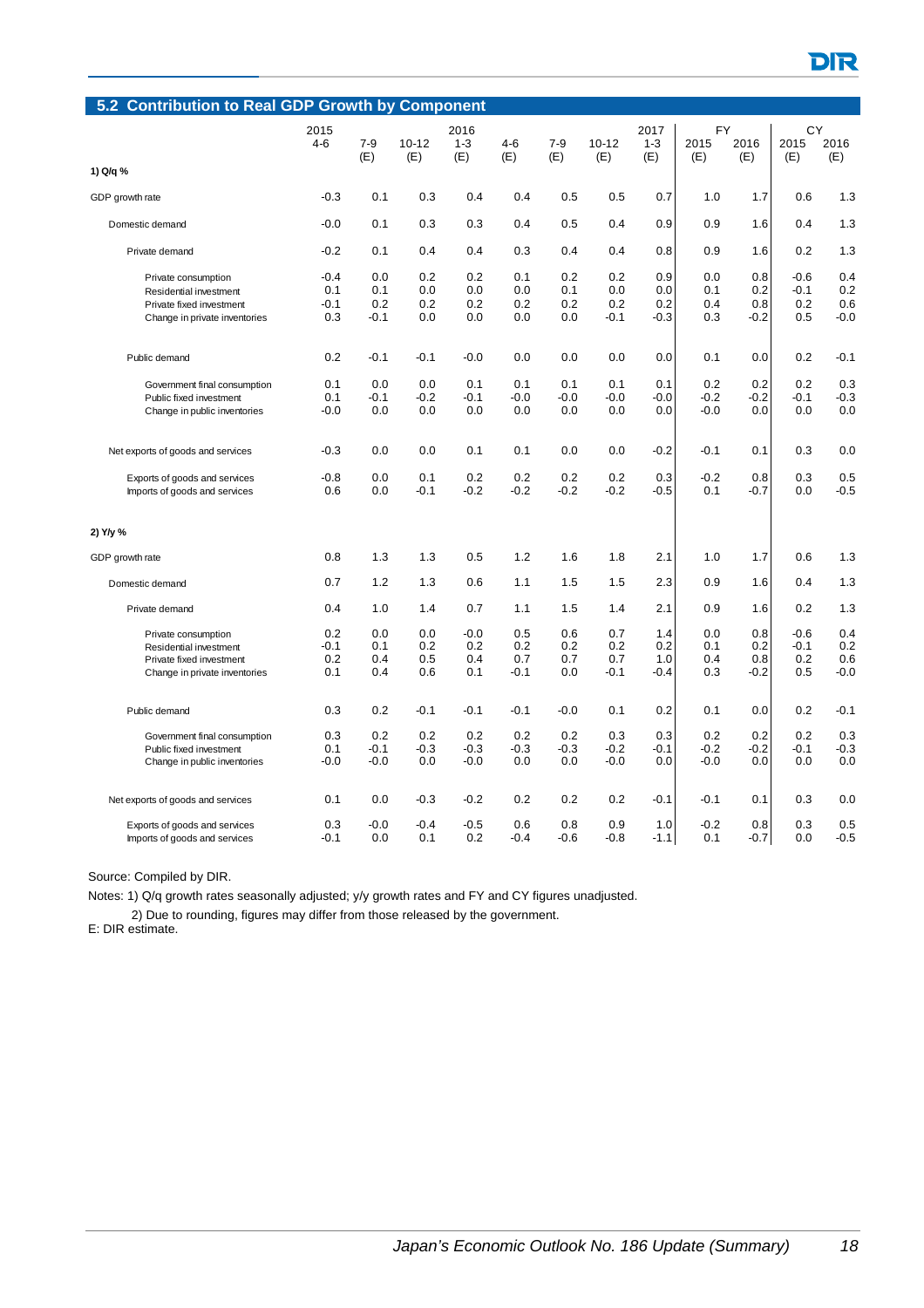## 5.2 Contribution to Real GDP Growth by Component

| | 2015 4-6 | 7-9 (E) | 10-12 (E) | 2016 1-3 (E) | 4-6 (E) | 7-9 (E) | 10-12 (E) | 2017 1-3 (E) | FY 2015 (E) | FY 2016 (E) | CY 2015 (E) | CY 2016 (E) |
|---|---|---|---|---|---|---|---|---|---|---|---|---|
| **1) Q/q %** | | | | | | | | | | | | |
| GDP growth rate | -0.3 | 0.1 | 0.3 | 0.4 | 0.4 | 0.5 | 0.5 | 0.7 | 1.0 | 1.7 | 0.6 | 1.3 |
| Domestic demand | -0.0 | 0.1 | 0.3 | 0.3 | 0.4 | 0.5 | 0.4 | 0.9 | 0.9 | 1.6 | 0.4 | 1.3 |
| Private demand | -0.2 | 0.1 | 0.4 | 0.4 | 0.3 | 0.4 | 0.4 | 0.8 | 0.9 | 1.6 | 0.2 | 1.3 |
| Private consumption | -0.4 | 0.0 | 0.2 | 0.2 | 0.1 | 0.2 | 0.2 | 0.9 | 0.0 | 0.8 | -0.6 | 0.4 |
| Residential investment | 0.1 | 0.1 | 0.0 | 0.0 | 0.0 | 0.1 | 0.0 | 0.0 | 0.1 | 0.2 | -0.1 | 0.2 |
| Private fixed investment | -0.1 | 0.2 | 0.2 | 0.2 | 0.2 | 0.2 | 0.2 | 0.2 | 0.4 | 0.8 | 0.2 | 0.6 |
| Change in private inventories | 0.3 | -0.1 | 0.0 | 0.0 | 0.0 | 0.0 | -0.1 | -0.3 | 0.3 | -0.2 | 0.5 | -0.0 |
| Public demand | 0.2 | -0.1 | -0.1 | -0.0 | 0.0 | 0.0 | 0.0 | 0.0 | 0.1 | 0.0 | 0.2 | -0.1 |
| Government final consumption | 0.1 | 0.0 | 0.0 | 0.1 | 0.1 | 0.1 | 0.1 | 0.1 | 0.2 | 0.2 | 0.2 | 0.3 |
| Public fixed investment | 0.1 | -0.1 | -0.2 | -0.1 | -0.0 | -0.0 | -0.0 | -0.0 | -0.2 | -0.2 | -0.1 | -0.3 |
| Change in public inventories | -0.0 | 0.0 | 0.0 | 0.0 | 0.0 | 0.0 | 0.0 | 0.0 | -0.0 | 0.0 | 0.0 | 0.0 |
| Net exports of goods and services | -0.3 | 0.0 | 0.0 | 0.1 | 0.1 | 0.0 | 0.0 | -0.2 | -0.1 | 0.1 | 0.3 | 0.0 |
| Exports of goods and services | -0.8 | 0.0 | 0.1 | 0.2 | 0.2 | 0.2 | 0.2 | 0.3 | -0.2 | 0.8 | 0.3 | 0.5 |
| Imports of goods and services | 0.6 | 0.0 | -0.1 | -0.2 | -0.2 | -0.2 | -0.2 | -0.5 | 0.1 | -0.7 | 0.0 | -0.5 |
| **2) Y/y %** | | | | | | | | | | | | |
| GDP growth rate | 0.8 | 1.3 | 1.3 | 0.5 | 1.2 | 1.6 | 1.8 | 2.1 | 1.0 | 1.7 | 0.6 | 1.3 |
| Domestic demand | 0.7 | 1.2 | 1.3 | 0.6 | 1.1 | 1.5 | 1.5 | 2.3 | 0.9 | 1.6 | 0.4 | 1.3 |
| Private demand | 0.4 | 1.0 | 1.4 | 0.7 | 1.1 | 1.5 | 1.4 | 2.1 | 0.9 | 1.6 | 0.2 | 1.3 |
| Private consumption | 0.2 | 0.0 | 0.0 | -0.0 | 0.5 | 0.6 | 0.7 | 1.4 | 0.0 | 0.8 | -0.6 | 0.4 |
| Residential investment | -0.1 | 0.1 | 0.2 | 0.2 | 0.2 | 0.2 | 0.2 | 0.2 | 0.1 | 0.2 | -0.1 | 0.2 |
| Private fixed investment | 0.2 | 0.4 | 0.5 | 0.4 | 0.7 | 0.7 | 0.7 | 1.0 | 0.4 | 0.8 | 0.2 | 0.6 |
| Change in private inventories | 0.1 | 0.4 | 0.6 | 0.1 | -0.1 | 0.0 | -0.1 | -0.4 | 0.3 | -0.2 | 0.5 | -0.0 |
| Public demand | 0.3 | 0.2 | -0.1 | -0.1 | -0.1 | -0.0 | 0.1 | 0.2 | 0.1 | 0.0 | 0.2 | -0.1 |
| Government final consumption | 0.3 | 0.2 | 0.2 | 0.2 | 0.2 | 0.2 | 0.3 | 0.3 | 0.2 | 0.2 | 0.2 | 0.3 |
| Public fixed investment | 0.1 | -0.1 | -0.3 | -0.3 | -0.3 | -0.3 | -0.2 | -0.1 | -0.2 | -0.2 | -0.1 | -0.3 |
| Change in public inventories | -0.0 | -0.0 | 0.0 | -0.0 | 0.0 | 0.0 | -0.0 | 0.0 | -0.0 | 0.0 | 0.0 | 0.0 |
| Net exports of goods and services | 0.1 | 0.0 | -0.3 | -0.2 | 0.2 | 0.2 | 0.2 | -0.1 | -0.1 | 0.1 | 0.3 | 0.0 |
| Exports of goods and services | 0.3 | -0.0 | -0.4 | -0.5 | 0.6 | 0.8 | 0.9 | 1.0 | -0.2 | 0.8 | 0.3 | 0.5 |
| Imports of goods and services | -0.1 | 0.0 | 0.1 | 0.2 | -0.4 | -0.6 | -0.8 | -1.1 | 0.1 | -0.7 | 0.0 | -0.5 |

Source: Compiled by DIR.

Notes: 1) Q/q growth rates seasonally adjusted; y/y growth rates and FY and CY figures unadjusted.

2) Due to rounding, figures may differ from those released by the government.

E: DIR estimate.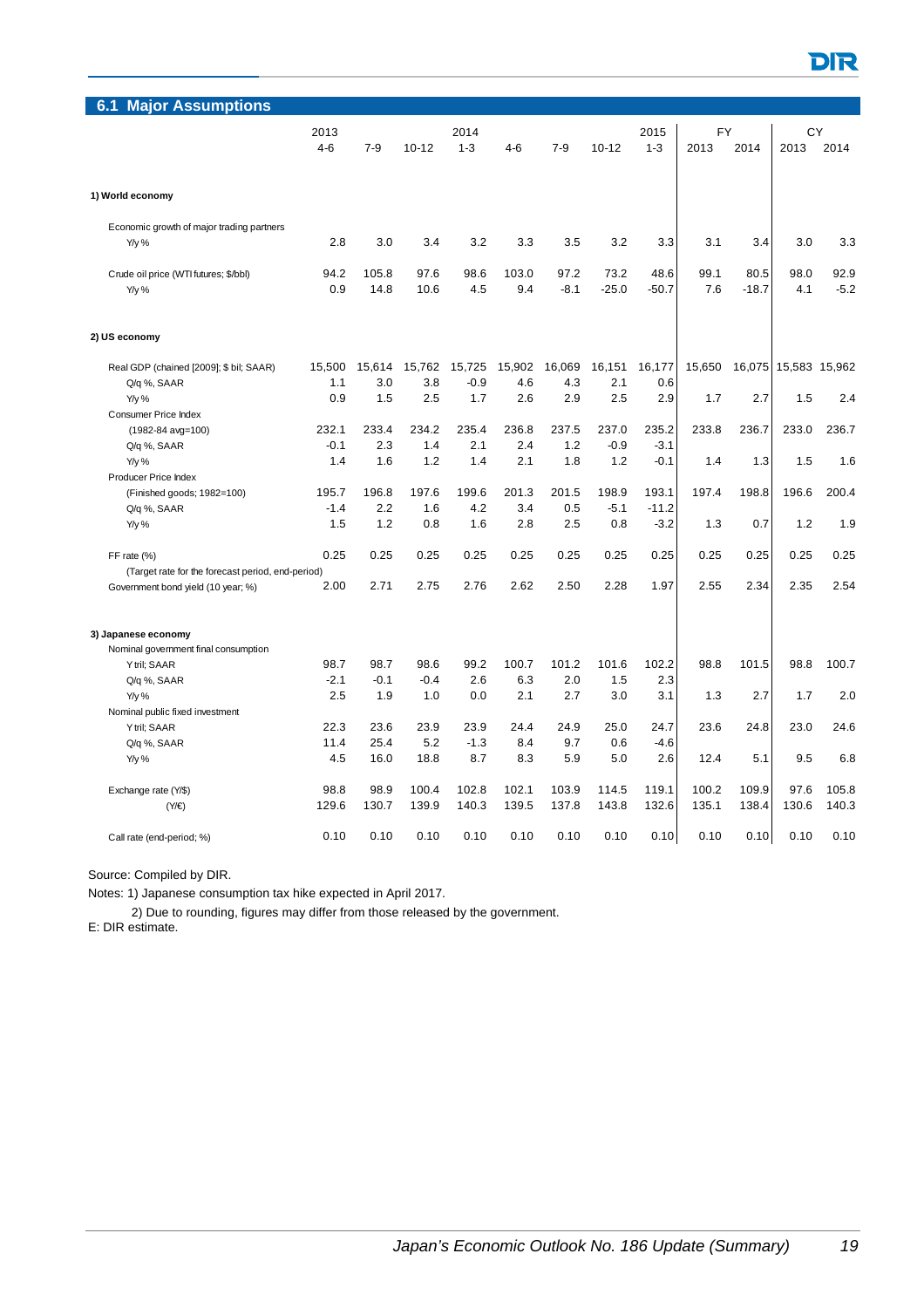## 6.1 Major Assumptions

| | 2013 | | | 2014 | | | | 2015 | FY | | CY | |
|---|---|---|---|---|---|---|---|---|---|---|---|---|
| | 4-6 | 7-9 | 10-12 | 1-3 | 4-6 | 7-9 | 10-12 | 1-3 | 2013 | 2014 | 2013 | 2014 |
| **1) World economy** | | | | | | | | | | | | |
| Economic growth of major trading partners | | | | | | | | | | | | |
| Y/y % | 2.8 | 3.0 | 3.4 | 3.2 | 3.3 | 3.5 | 3.2 | 3.3 | 3.1 | 3.4 | 3.0 | 3.3 |
| Crude oil price (WTI futures; $/bbl) | 94.2 | 105.8 | 97.6 | 98.6 | 103.0 | 97.2 | 73.2 | 48.6 | 99.1 | 80.5 | 98.0 | 92.9 |
| Y/y % | 0.9 | 14.8 | 10.6 | 4.5 | 9.4 | -8.1 | -25.0 | -50.7 | 7.6 | -18.7 | 4.1 | -5.2 |
| **2) US economy** | | | | | | | | | | | | |
| Real GDP (chained [2009]; $ bil; SAAR) | 15,500 | 15,614 | 15,762 | 15,725 | 15,902 | 16,069 | 16,151 | 16,177 | 15,650 | 16,075 | 15,583 | 15,962 |
| Q/q %, SAAR | 1.1 | 3.0 | 3.8 | -0.9 | 4.6 | 4.3 | 2.1 | 0.6 | | | | |
| Y/y % | 0.9 | 1.5 | 2.5 | 1.7 | 2.6 | 2.9 | 2.5 | 2.9 | 1.7 | 2.7 | 1.5 | 2.4 |
| Consumer Price Index | | | | | | | | | | | | |
| (1982-84 avg=100) | 232.1 | 233.4 | 234.2 | 235.4 | 236.8 | 237.5 | 237.0 | 235.2 | 233.8 | 236.7 | 233.0 | 236.7 |
| Q/q %, SAAR | -0.1 | 2.3 | 1.4 | 2.1 | 2.4 | 1.2 | -0.9 | -3.1 | | | | |
| Y/y % | 1.4 | 1.6 | 1.2 | 1.4 | 2.1 | 1.8 | 1.2 | -0.1 | 1.4 | 1.3 | 1.5 | 1.6 |
| Producer Price Index | | | | | | | | | | | | |
| (Finished goods; 1982=100) | 195.7 | 196.8 | 197.6 | 199.6 | 201.3 | 201.5 | 198.9 | 193.1 | 197.4 | 198.8 | 196.6 | 200.4 |
| Q/q %, SAAR | -1.4 | 2.2 | 1.6 | 4.2 | 3.4 | 0.5 | -5.1 | -11.2 | | | | |
| Y/y % | 1.5 | 1.2 | 0.8 | 1.6 | 2.8 | 2.5 | 0.8 | -3.2 | 1.3 | 0.7 | 1.2 | 1.9 |
| FF rate (%) | 0.25 | 0.25 | 0.25 | 0.25 | 0.25 | 0.25 | 0.25 | 0.25 | 0.25 | 0.25 | 0.25 | 0.25 |
| (Target rate for the forecast period, end-period) | | | | | | | | | | | | |
| Government bond yield (10 year; %) | 2.00 | 2.71 | 2.75 | 2.76 | 2.62 | 2.50 | 2.28 | 1.97 | 2.55 | 2.34 | 2.35 | 2.54 |
| **3) Japanese economy** | | | | | | | | | | | | |
| Nominal government final consumption | | | | | | | | | | | | |
| Y tril; SAAR | 98.7 | 98.7 | 98.6 | 99.2 | 100.7 | 101.2 | 101.6 | 102.2 | 98.8 | 101.5 | 98.8 | 100.7 |
| Q/q %, SAAR | -2.1 | -0.1 | -0.4 | 2.6 | 6.3 | 2.0 | 1.5 | 2.3 | | | | |
| Y/y % | 2.5 | 1.9 | 1.0 | 0.0 | 2.1 | 2.7 | 3.0 | 3.1 | 1.3 | 2.7 | 1.7 | 2.0 |
| Nominal public fixed investment | | | | | | | | | | | | |
| Y tril; SAAR | 22.3 | 23.6 | 23.9 | 23.9 | 24.4 | 24.9 | 25.0 | 24.7 | 23.6 | 24.8 | 23.0 | 24.6 |
| Q/q %, SAAR | 11.4 | 25.4 | 5.2 | -1.3 | 8.4 | 9.7 | 0.6 | -4.6 | | | | |
| Y/y % | 4.5 | 16.0 | 18.8 | 8.7 | 8.3 | 5.9 | 5.0 | 2.6 | 12.4 | 5.1 | 9.5 | 6.8 |
| Exchange rate (Y/$) | 98.8 | 98.9 | 100.4 | 102.8 | 102.1 | 103.9 | 114.5 | 119.1 | 100.2 | 109.9 | 97.6 | 105.8 |
| (Y/€) | 129.6 | 130.7 | 139.9 | 140.3 | 139.5 | 137.8 | 143.8 | 132.6 | 135.1 | 138.4 | 130.6 | 140.3 |
| Call rate (end-period; %) | 0.10 | 0.10 | 0.10 | 0.10 | 0.10 | 0.10 | 0.10 | 0.10 | 0.10 | 0.10 | 0.10 | 0.10 |

Source: Compiled by DIR.

Notes: 1) Japanese consumption tax hike expected in April 2017.

2) Due to rounding, figures may differ from those released by the government.

E: DIR estimate.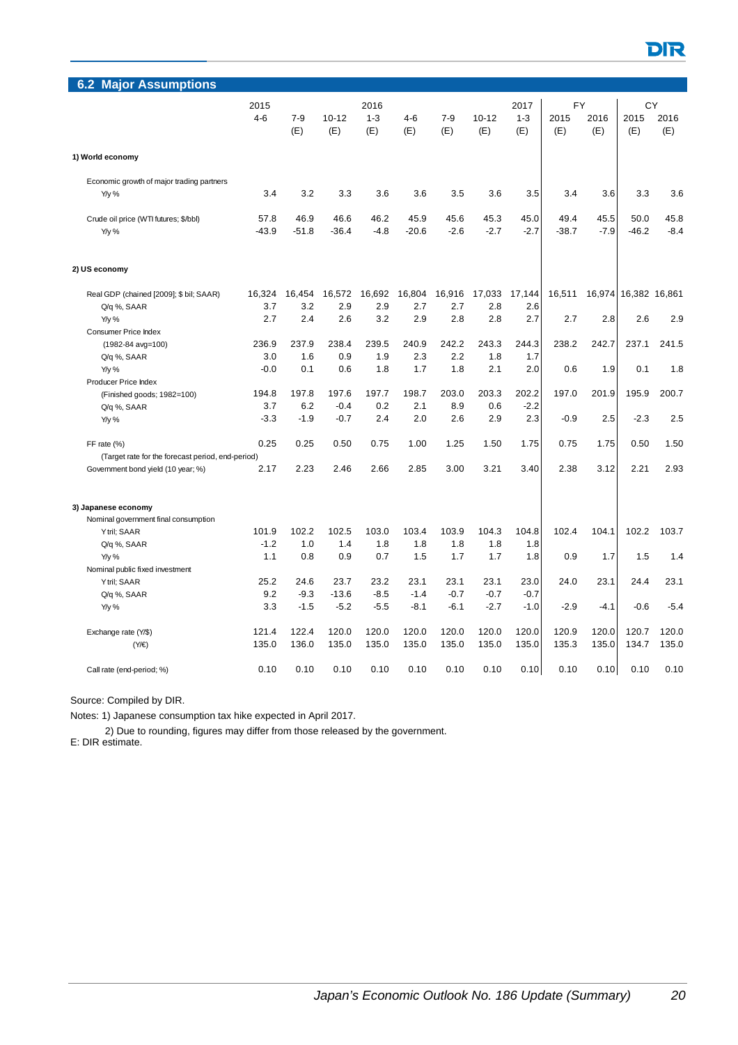## 6.2 Major Assumptions

| | 2015 4-6 | 7-9 (E) | 10-12 (E) | 2016 1-3 (E) | 4-6 (E) | 7-9 (E) | 10-12 (E) | 2017 1-3 (E) | FY 2015 (E) | FY 2016 (E) | CY 2015 (E) | CY 2016 (E) |
|---|---|---|---|---|---|---|---|---|---|---|---|---|
| **1) World economy** | | | | | | | | | | | | |
| Economic growth of major trading partners | | | | | | | | | | | | |
| Y/y % | 3.4 | 3.2 | 3.3 | 3.6 | 3.6 | 3.5 | 3.6 | 3.5 | 3.4 | 3.6 | 3.3 | 3.6 |
| Crude oil price (WTI futures; $/bbl) | 57.8 | 46.9 | 46.6 | 46.2 | 45.9 | 45.6 | 45.3 | 45.0 | 49.4 | 45.5 | 50.0 | 45.8 |
| Y/y % | -43.9 | -51.8 | -36.4 | -4.8 | -20.6 | -2.6 | -2.7 | -2.7 | -38.7 | -7.9 | -46.2 | -8.4 |
| **2) US economy** | | | | | | | | | | | | |
| Real GDP (chained [2009]; $ bil; SAAR) | 16,324 | 16,454 | 16,572 | 16,692 | 16,804 | 16,916 | 17,033 | 17,144 | 16,511 | 16,974 | 16,382 | 16,861 |
| Q/q %, SAAR | 3.7 | 3.2 | 2.9 | 2.9 | 2.7 | 2.7 | 2.8 | 2.6 | | | | |
| Y/y % | 2.7 | 2.4 | 2.6 | 3.2 | 2.9 | 2.8 | 2.8 | 2.7 | 2.7 | 2.8 | 2.6 | 2.9 |
| Consumer Price Index | | | | | | | | | | | | |
| (1982-84 avg=100) | 236.9 | 237.9 | 238.4 | 239.5 | 240.9 | 242.2 | 243.3 | 244.3 | 238.2 | 242.7 | 237.1 | 241.5 |
| Q/q %, SAAR | 3.0 | 1.6 | 0.9 | 1.9 | 2.3 | 2.2 | 1.8 | 1.7 | | | | |
| Y/y % | -0.0 | 0.1 | 0.6 | 1.8 | 1.7 | 1.8 | 2.1 | 2.0 | 0.6 | 1.9 | 0.1 | 1.8 |
| Producer Price Index | | | | | | | | | | | | |
| (Finished goods; 1982=100) | 194.8 | 197.8 | 197.6 | 197.7 | 198.7 | 203.0 | 203.3 | 202.2 | 197.0 | 201.9 | 195.9 | 200.7 |
| Q/q %, SAAR | 3.7 | 6.2 | -0.4 | 0.2 | 2.1 | 8.9 | 0.6 | -2.2 | | | | |
| Y/y % | -3.3 | -1.9 | -0.7 | 2.4 | 2.0 | 2.6 | 2.9 | 2.3 | -0.9 | 2.5 | -2.3 | 2.5 |
| FF rate (%) | 0.25 | 0.25 | 0.50 | 0.75 | 1.00 | 1.25 | 1.50 | 1.75 | 0.75 | 1.75 | 0.50 | 1.50 |
| (Target rate for the forecast period, end-period) | | | | | | | | | | | | |
| Government bond yield (10 year; %) | 2.17 | 2.23 | 2.46 | 2.66 | 2.85 | 3.00 | 3.21 | 3.40 | 2.38 | 3.12 | 2.21 | 2.93 |
| **3) Japanese economy** | | | | | | | | | | | | |
| Nominal government final consumption | | | | | | | | | | | | |
| Y tril; SAAR | 101.9 | 102.2 | 102.5 | 103.0 | 103.4 | 103.9 | 104.3 | 104.8 | 102.4 | 104.1 | 102.2 | 103.7 |
| Q/q %, SAAR | -1.2 | 1.0 | 1.4 | 1.8 | 1.8 | 1.8 | 1.8 | 1.8 | | | | |
| Y/y % | 1.1 | 0.8 | 0.9 | 0.7 | 1.5 | 1.7 | 1.7 | 1.8 | 0.9 | 1.7 | 1.5 | 1.4 |
| Nominal public fixed investment | | | | | | | | | | | | |
| Y tril; SAAR | 25.2 | 24.6 | 23.7 | 23.2 | 23.1 | 23.1 | 23.1 | 23.0 | 24.0 | 23.1 | 24.4 | 23.1 |
| Q/q %, SAAR | 9.2 | -9.3 | -13.6 | -8.5 | -1.4 | -0.7 | -0.7 | -0.7 | | | | |
| Y/y % | 3.3 | -1.5 | -5.2 | -5.5 | -8.1 | -6.1 | -2.7 | -1.0 | -2.9 | -4.1 | -0.6 | -5.4 |
| Exchange rate (Y/$) | 121.4 | 122.4 | 120.0 | 120.0 | 120.0 | 120.0 | 120.0 | 120.0 | 120.9 | 120.0 | 120.7 | 120.0 |
| (Y/€) | 135.0 | 136.0 | 135.0 | 135.0 | 135.0 | 135.0 | 135.0 | 135.0 | 135.3 | 135.0 | 134.7 | 135.0 |
| Call rate (end-period; %) | 0.10 | 0.10 | 0.10 | 0.10 | 0.10 | 0.10 | 0.10 | 0.10 | 0.10 | 0.10 | 0.10 | 0.10 |

Source: Compiled by DIR.

Notes: 1) Japanese consumption tax hike expected in April 2017.

2) Due to rounding, figures may differ from those released by the government.

E: DIR estimate.